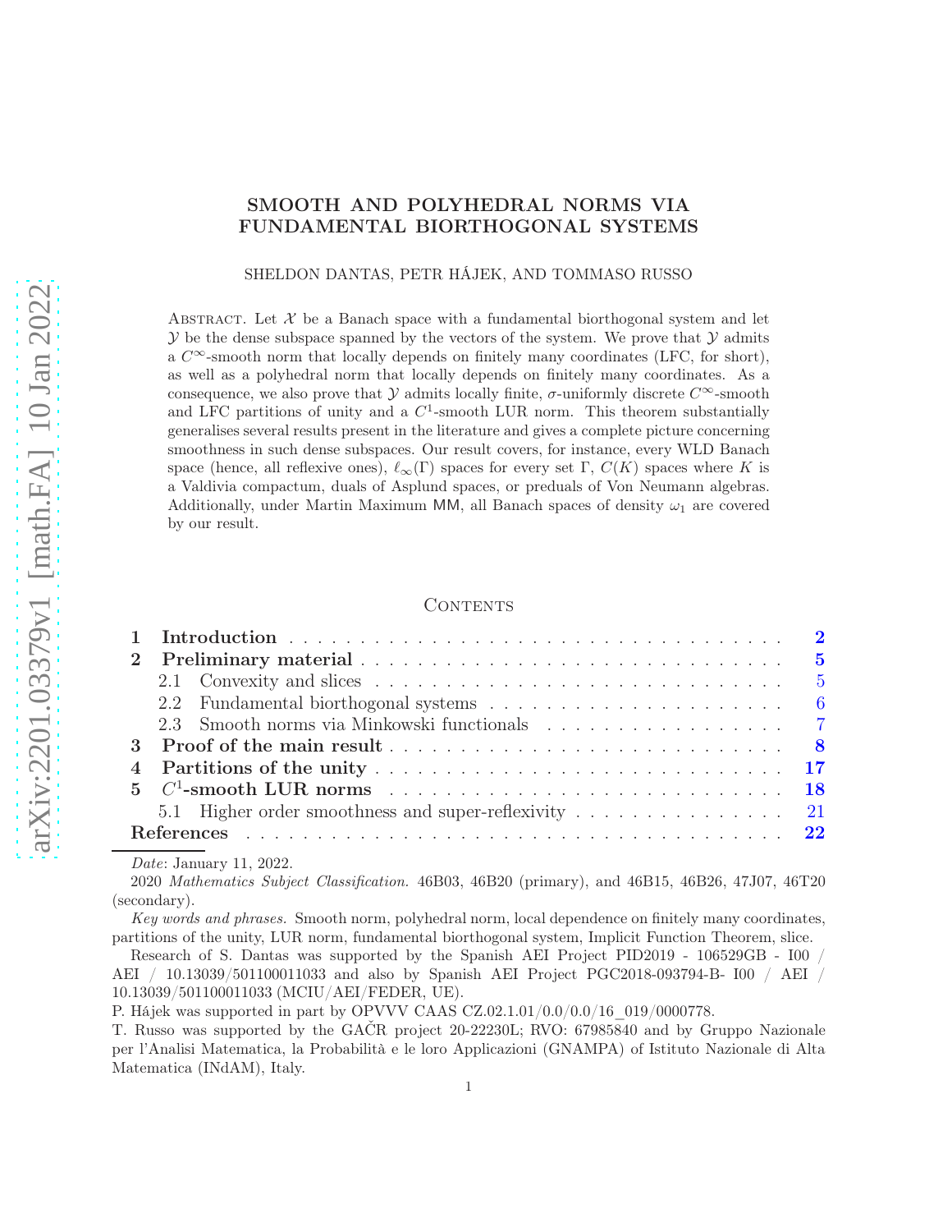# SMOOTH AND POLYHEDRAL NORMS VIA FUNDAMENTAL BIORTHOGONAL SYSTEMS

SHELDON DANTAS, PETR HÁJEK, AND TOMMASO RUSSO

Abstract. Let $\mathcal{X}$ be a Banach space with a fundamental biorthogonal system and let $\mathcal{Y}$ be the dense subspace spanned by the vectors of the system. We prove that $\mathcal{Y}$ admits a $C^\infty$-smooth norm that locally depends on finitely many coordinates (LFC, for short), as well as a polyhedral norm that locally depends on finitely many coordinates. As a consequence, we also prove that $\mathcal{Y}$ admits locally finite, $\sigma$-uniformly discrete $C^\infty$-smooth and LFC partitions of unity and a $C^1$-smooth LUR norm. This theorem substantially generalises several results present in the literature and gives a complete picture concerning smoothness in such dense subspaces. Our result covers, for instance, every WLD Banach space (hence, all reflexive ones), $\ell_\infty(\Gamma)$ spaces for every set $\Gamma$, $C(K)$ spaces where $K$ is a Valdivia compactum, duals of Asplund spaces, or preduals of Von Neumann algebras. Additionally, under Martin Maximum MM, all Banach spaces of density $\omega_1$ are covered by our result.

## Contents

1 Introduction . . . 2
2 Preliminary material . . . 5
  2.1 Convexity and slices . . . 5
  2.2 Fundamental biorthogonal systems . . . 6
  2.3 Smooth norms via Minkowski functionals . . . 7
3 Proof of the main result . . . 8
4 Partitions of the unity . . . 17
5 $C^1$-smooth LUR norms . . . 18
  5.1 Higher order smoothness and super-reflexivity . . . 21
References . . . 22

*Date*: January 11, 2022.

2020 *Mathematics Subject Classification.* 46B03, 46B20 (primary), and 46B15, 46B26, 47J07, 46T20 (secondary).

*Key words and phrases.* Smooth norm, polyhedral norm, local dependence on finitely many coordinates, partitions of the unity, LUR norm, fundamental biorthogonal system, Implicit Function Theorem, slice.

Research of S. Dantas was supported by the Spanish AEI Project PID2019 - 106529GB - I00 / AEI / 10.13039/501100011033 and also by Spanish AEI Project PGC2018-093794-B- I00 / AEI / 10.13039/501100011033 (MCIU/AEI/FEDER, UE).

P. Hájek was supported in part by OPVVV CAAS CZ.02.1.01/0.0/0.0/16_019/0000778.

T. Russo was supported by the GAČR project 20-22230L; RVO: 67985840 and by Gruppo Nazionale per l'Analisi Matematica, la Probabilità e le loro Applicazioni (GNAMPA) of Istituto Nazionale di Alta Matematica (INdAM), Italy.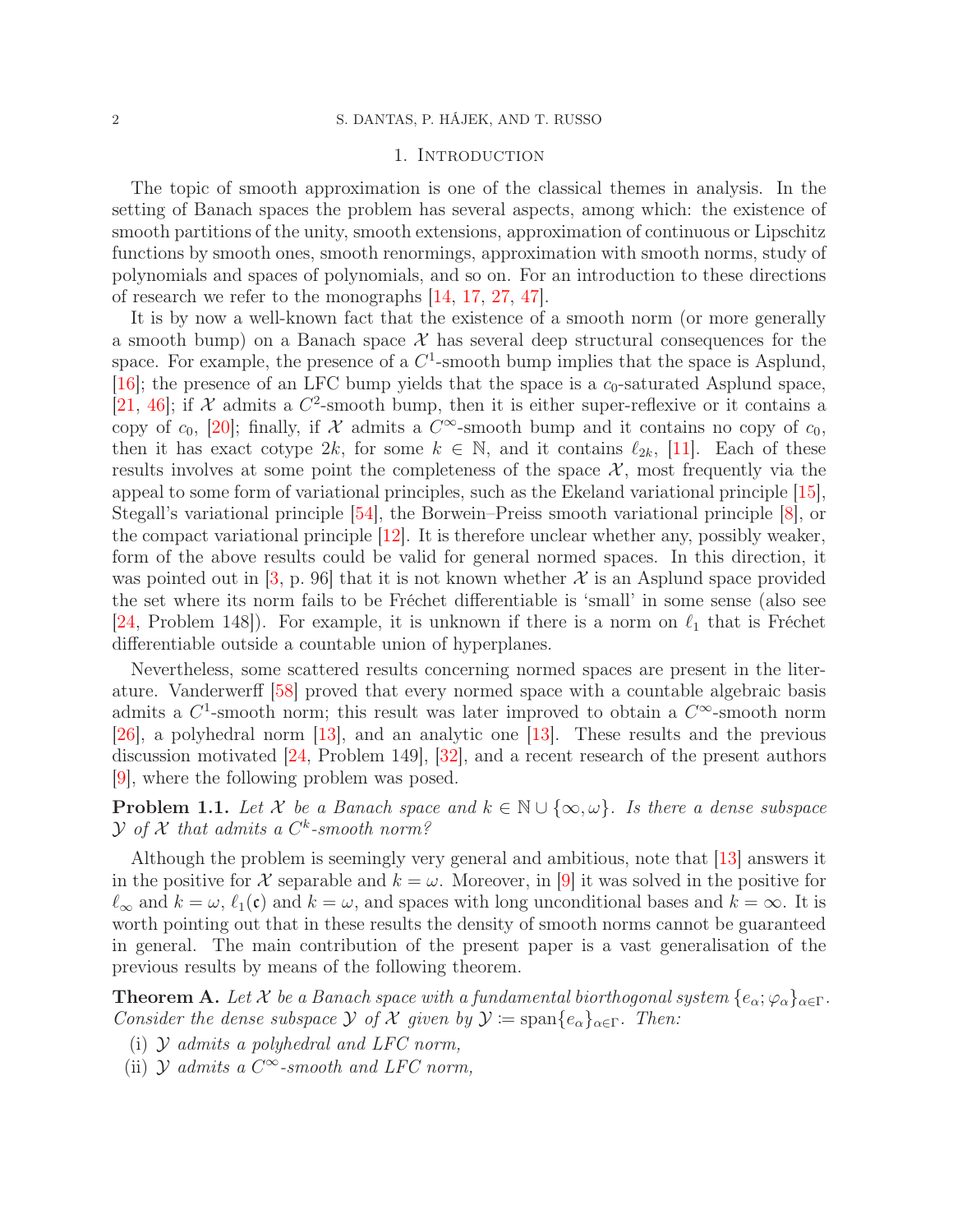## 1. Introduction

The topic of smooth approximation is one of the classical themes in analysis. In the setting of Banach spaces the problem has several aspects, among which: the existence of smooth partitions of the unity, smooth extensions, approximation of continuous or Lipschitz functions by smooth ones, smooth renormings, approximation with smooth norms, study of polynomials and spaces of polynomials, and so on. For an introduction to these directions of research we refer to the monographs [14, 17, 27, 47].

It is by now a well-known fact that the existence of a smooth norm (or more generally a smooth bump) on a Banach space $\mathcal{X}$ has several deep structural consequences for the space. For example, the presence of a $C^1$-smooth bump implies that the space is Asplund, [16]; the presence of an LFC bump yields that the space is a $c_0$-saturated Asplund space, [21, 46]; if $\mathcal{X}$ admits a $C^2$-smooth bump, then it is either super-reflexive or it contains a copy of $c_0$, [20]; finally, if $\mathcal{X}$ admits a $C^\infty$-smooth bump and it contains no copy of $c_0$, then it has exact cotype $2k$, for some $k \in \mathbb{N}$, and it contains $\ell_{2k}$, [11]. Each of these results involves at some point the completeness of the space $\mathcal{X}$, most frequently via the appeal to some form of variational principles, such as the Ekeland variational principle [15], Stegall's variational principle [54], the Borwein–Preiss smooth variational principle [8], or the compact variational principle [12]. It is therefore unclear whether any, possibly weaker, form of the above results could be valid for general normed spaces. In this direction, it was pointed out in [3, p. 96] that it is not known whether $\mathcal{X}$ is an Asplund space provided the set where its norm fails to be Fréchet differentiable is 'small' in some sense (also see [24, Problem 148]). For example, it is unknown if there is a norm on $\ell_1$ that is Fréchet differentiable outside a countable union of hyperplanes.

Nevertheless, some scattered results concerning normed spaces are present in the literature. Vanderwerff [58] proved that every normed space with a countable algebraic basis admits a $C^1$-smooth norm; this result was later improved to obtain a $C^\infty$-smooth norm [26], a polyhedral norm [13], and an analytic one [13]. These results and the previous discussion motivated [24, Problem 149], [32], and a recent research of the present authors [9], where the following problem was posed.

**Problem 1.1.** *Let $\mathcal{X}$ be a Banach space and $k \in \mathbb{N} \cup \{\infty, \omega\}$. Is there a dense subspace $\mathcal{Y}$ of $\mathcal{X}$ that admits a $C^k$-smooth norm?*

Although the problem is seemingly very general and ambitious, note that [13] answers it in the positive for $\mathcal{X}$ separable and $k = \omega$. Moreover, in [9] it was solved in the positive for $\ell_\infty$ and $k = \omega$, $\ell_1(\mathfrak{c})$ and $k = \omega$, and spaces with long unconditional bases and $k = \infty$. It is worth pointing out that in these results the density of smooth norms cannot be guaranteed in general. The main contribution of the present paper is a vast generalisation of the previous results by means of the following theorem.

**Theorem A.** *Let $\mathcal{X}$ be a Banach space with a fundamental biorthogonal system $\{e_\alpha; \varphi_\alpha\}_{\alpha\in\Gamma}$. Consider the dense subspace $\mathcal{Y}$ of $\mathcal{X}$ given by $\mathcal{Y} := \operatorname{span}\{e_\alpha\}_{\alpha\in\Gamma}$. Then:*

(i) *$\mathcal{Y}$ admits a polyhedral and LFC norm,*
(ii) *$\mathcal{Y}$ admits a $C^\infty$-smooth and LFC norm,*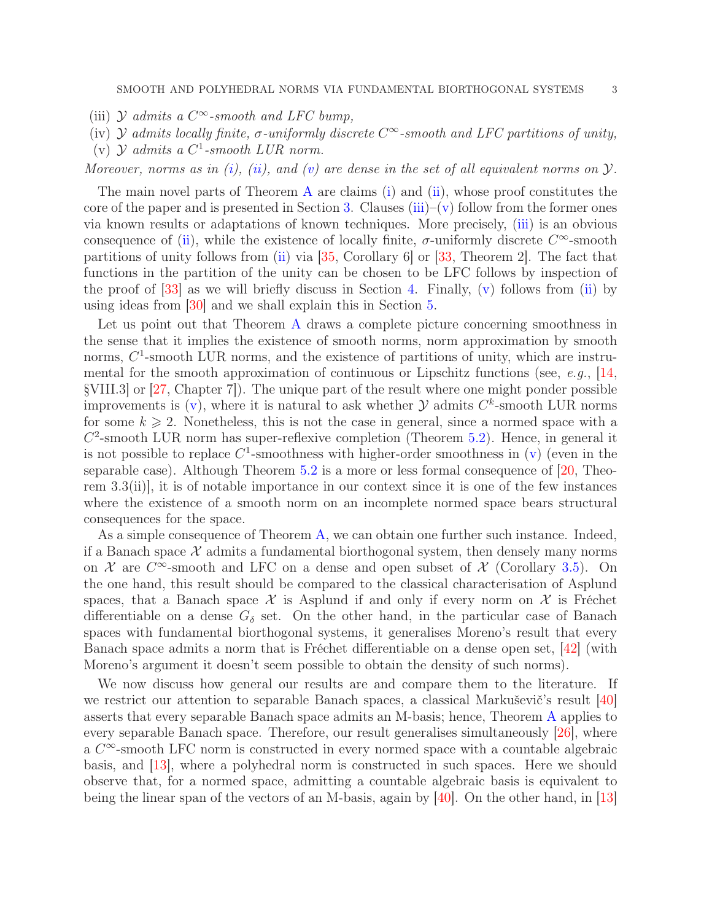(iii) $\mathcal{Y}$ *admits a* $C^\infty$*-smooth and LFC bump,*

(iv) $\mathcal{Y}$ *admits locally finite,* $\sigma$*-uniformly discrete* $C^\infty$*-smooth and LFC partitions of unity,*

(v) $\mathcal{Y}$ *admits a* $C^1$*-smooth LUR norm.*

*Moreover, norms as in (i), (ii), and (v) are dense in the set of all equivalent norms on* $\mathcal{Y}$*.*

The main novel parts of Theorem A are claims (i) and (ii), whose proof constitutes the core of the paper and is presented in Section 3. Clauses (iii)–(v) follow from the former ones via known results or adaptations of known techniques. More precisely, (iii) is an obvious consequence of (ii), while the existence of locally finite, $\sigma$-uniformly discrete $C^\infty$-smooth partitions of unity follows from (ii) via [35, Corollary 6] or [33, Theorem 2]. The fact that functions in the partition of the unity can be chosen to be LFC follows by inspection of the proof of [33] as we will briefly discuss in Section 4. Finally, (v) follows from (ii) by using ideas from [30] and we shall explain this in Section 5.

Let us point out that Theorem A draws a complete picture concerning smoothness in the sense that it implies the existence of smooth norms, norm approximation by smooth norms, $C^1$-smooth LUR norms, and the existence of partitions of unity, which are instrumental for the smooth approximation of continuous or Lipschitz functions (see, *e.g.*, [14, §VIII.3] or [27, Chapter 7]). The unique part of the result where one might ponder possible improvements is (v), where it is natural to ask whether $\mathcal{Y}$ admits $C^k$-smooth LUR norms for some $k \geqslant 2$. Nonetheless, this is not the case in general, since a normed space with a $C^2$-smooth LUR norm has super-reflexive completion (Theorem 5.2). Hence, in general it is not possible to replace $C^1$-smoothness with higher-order smoothness in (v) (even in the separable case). Although Theorem 5.2 is a more or less formal consequence of [20, Theorem 3.3(ii)], it is of notable importance in our context since it is one of the few instances where the existence of a smooth norm on an incomplete normed space bears structural consequences for the space.

As a simple consequence of Theorem A, we can obtain one further such instance. Indeed, if a Banach space $\mathcal{X}$ admits a fundamental biorthogonal system, then densely many norms on $\mathcal{X}$ are $C^\infty$-smooth and LFC on a dense and open subset of $\mathcal{X}$ (Corollary 3.5). On the one hand, this result should be compared to the classical characterisation of Asplund spaces, that a Banach space $\mathcal{X}$ is Asplund if and only if every norm on $\mathcal{X}$ is Fréchet differentiable on a dense $G_\delta$ set. On the other hand, in the particular case of Banach spaces with fundamental biorthogonal systems, it generalises Moreno's result that every Banach space admits a norm that is Fréchet differentiable on a dense open set, [42] (with Moreno's argument it doesn't seem possible to obtain the density of such norms).

We now discuss how general our results are and compare them to the literature. If we restrict our attention to separable Banach spaces, a classical Markuševič's result [40] asserts that every separable Banach space admits an M-basis; hence, Theorem A applies to every separable Banach space. Therefore, our result generalises simultaneously [26], where a $C^\infty$-smooth LFC norm is constructed in every normed space with a countable algebraic basis, and [13], where a polyhedral norm is constructed in such spaces. Here we should observe that, for a normed space, admitting a countable algebraic basis is equivalent to being the linear span of the vectors of an M-basis, again by [40]. On the other hand, in [13]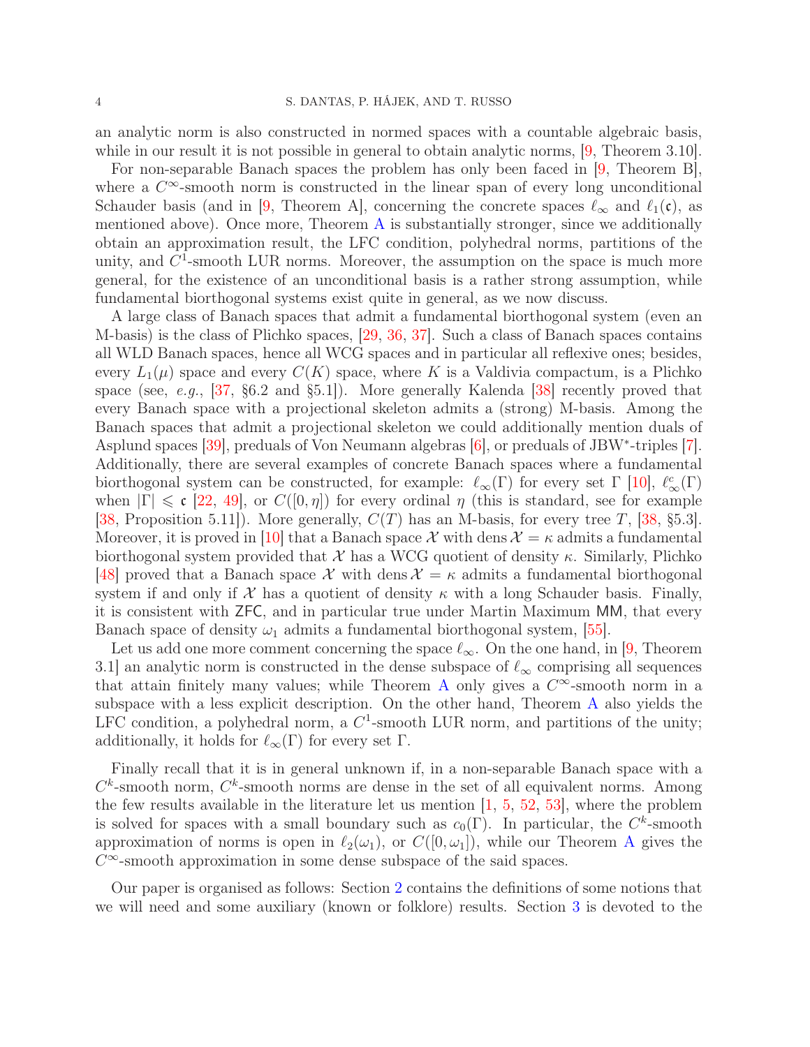an analytic norm is also constructed in normed spaces with a countable algebraic basis, while in our result it is not possible in general to obtain analytic norms, [9, Theorem 3.10].

For non-separable Banach spaces the problem has only been faced in [9, Theorem B], where a $C^\infty$-smooth norm is constructed in the linear span of every long unconditional Schauder basis (and in [9, Theorem A], concerning the concrete spaces $\ell_\infty$ and $\ell_1(\mathfrak{c})$, as mentioned above). Once more, Theorem A is substantially stronger, since we additionally obtain an approximation result, the LFC condition, polyhedral norms, partitions of the unity, and $C^1$-smooth LUR norms. Moreover, the assumption on the space is much more general, for the existence of an unconditional basis is a rather strong assumption, while fundamental biorthogonal systems exist quite in general, as we now discuss.

A large class of Banach spaces that admit a fundamental biorthogonal system (even an M-basis) is the class of Plichko spaces, [29, 36, 37]. Such a class of Banach spaces contains all WLD Banach spaces, hence all WCG spaces and in particular all reflexive ones; besides, every $L_1(\mu)$ space and every $C(K)$ space, where $K$ is a Valdivia compactum, is a Plichko space (see, *e.g.*, [37, §6.2 and §5.1]). More generally Kalenda [38] recently proved that every Banach space with a projectional skeleton admits a (strong) M-basis. Among the Banach spaces that admit a projectional skeleton we could additionally mention duals of Asplund spaces [39], preduals of Von Neumann algebras [6], or preduals of JBW$^*$-triples [7]. Additionally, there are several examples of concrete Banach spaces where a fundamental biorthogonal system can be constructed, for example: $\ell_\infty(\Gamma)$ for every set $\Gamma$ [10], $\ell_\infty^c(\Gamma)$ when $|\Gamma| \leqslant \mathfrak{c}$ [22, 49], or $C([0,\eta])$ for every ordinal $\eta$ (this is standard, see for example [38, Proposition 5.11]). More generally, $C(T)$ has an M-basis, for every tree $T$, [38, §5.3]. Moreover, it is proved in [10] that a Banach space $\mathcal{X}$ with $\operatorname{dens}\mathcal{X} = \kappa$ admits a fundamental biorthogonal system provided that $\mathcal{X}$ has a WCG quotient of density $\kappa$. Similarly, Plichko [48] proved that a Banach space $\mathcal{X}$ with $\operatorname{dens}\mathcal{X} = \kappa$ admits a fundamental biorthogonal system if and only if $\mathcal{X}$ has a quotient of density $\kappa$ with a long Schauder basis. Finally, it is consistent with ZFC, and in particular true under Martin Maximum MM, that every Banach space of density $\omega_1$ admits a fundamental biorthogonal system, [55].

Let us add one more comment concerning the space $\ell_\infty$. On the one hand, in [9, Theorem 3.1] an analytic norm is constructed in the dense subspace of $\ell_\infty$ comprising all sequences that attain finitely many values; while Theorem A only gives a $C^\infty$-smooth norm in a subspace with a less explicit description. On the other hand, Theorem A also yields the LFC condition, a polyhedral norm, a $C^1$-smooth LUR norm, and partitions of the unity; additionally, it holds for $\ell_\infty(\Gamma)$ for every set $\Gamma$.

Finally recall that it is in general unknown if, in a non-separable Banach space with a $C^k$-smooth norm, $C^k$-smooth norms are dense in the set of all equivalent norms. Among the few results available in the literature let us mention [1, 5, 52, 53], where the problem is solved for spaces with a small boundary such as $c_0(\Gamma)$. In particular, the $C^k$-smooth approximation of norms is open in $\ell_2(\omega_1)$, or $C([0,\omega_1])$, while our Theorem A gives the $C^\infty$-smooth approximation in some dense subspace of the said spaces.

Our paper is organised as follows: Section 2 contains the definitions of some notions that we will need and some auxiliary (known or folklore) results. Section 3 is devoted to the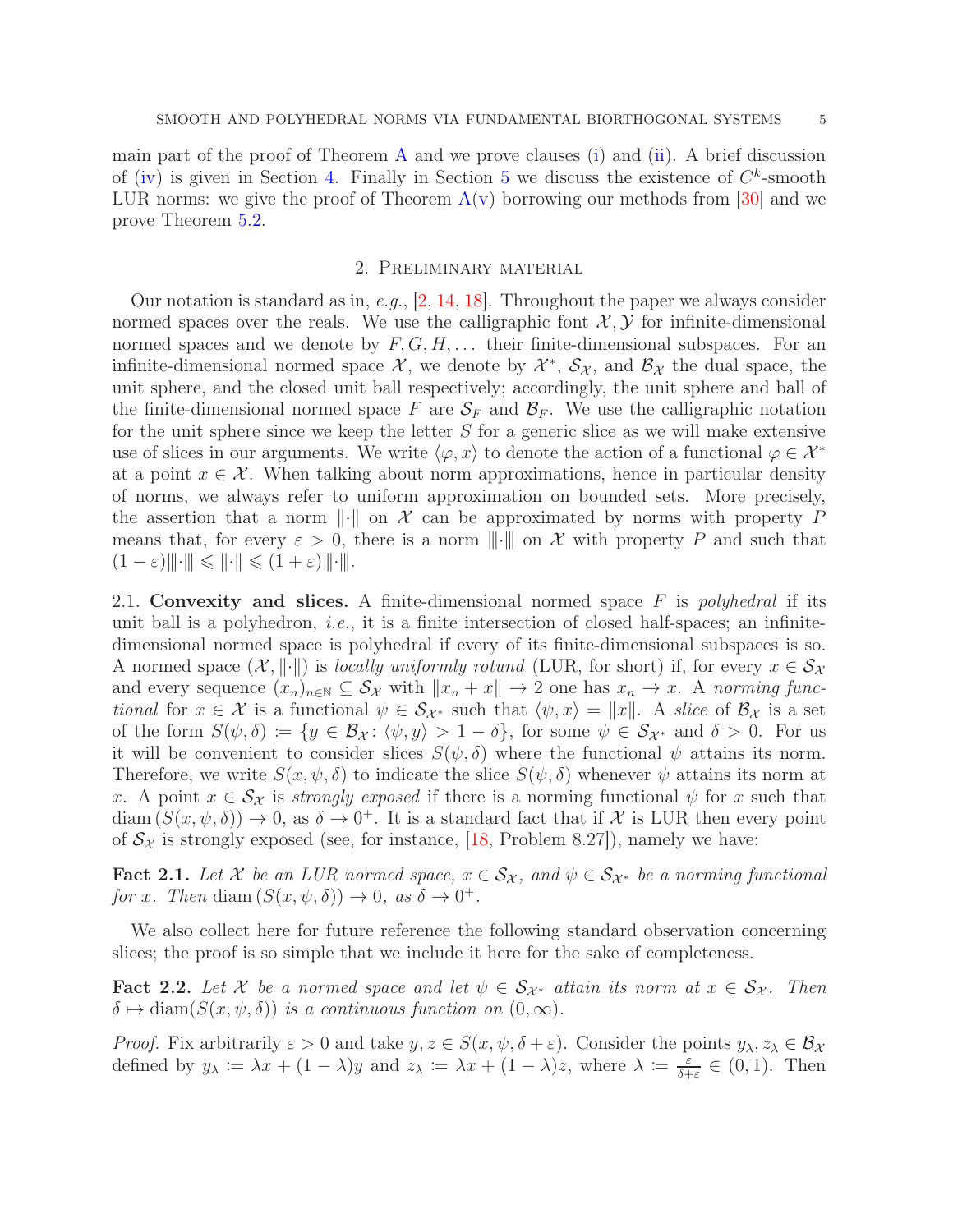main part of the proof of Theorem A and we prove clauses (i) and (ii). A brief discussion of (iv) is given in Section 4. Finally in Section 5 we discuss the existence of $C^k$-smooth LUR norms: we give the proof of Theorem A(v) borrowing our methods from [30] and we prove Theorem 5.2.

## 2. Preliminary material

Our notation is standard as in, *e.g.*, [2, 14, 18]. Throughout the paper we always consider normed spaces over the reals. We use the calligraphic font $\mathcal{X}, \mathcal{Y}$ for infinite-dimensional normed spaces and we denote by $F, G, H, \dots$ their finite-dimensional subspaces. For an infinite-dimensional normed space $\mathcal{X}$, we denote by $\mathcal{X}^*$, $\mathcal{S}_\mathcal{X}$, and $\mathcal{B}_\mathcal{X}$ the dual space, the unit sphere, and the closed unit ball respectively; accordingly, the unit sphere and ball of the finite-dimensional normed space $F$ are $\mathcal{S}_F$ and $\mathcal{B}_F$. We use the calligraphic notation for the unit sphere since we keep the letter $S$ for a generic slice as we will make extensive use of slices in our arguments. We write $\langle \varphi, x \rangle$ to denote the action of a functional $\varphi \in \mathcal{X}^*$ at a point $x \in \mathcal{X}$. When talking about norm approximations, hence in particular density of norms, we always refer to uniform approximation on bounded sets. More precisely, the assertion that a norm $\|\cdot\|$ on $\mathcal{X}$ can be approximated by norms with property $P$ means that, for every $\varepsilon > 0$, there is a norm $|||\cdot|||$ on $\mathcal{X}$ with property $P$ and such that $(1-\varepsilon)|||\cdot||| \leqslant \|\cdot\| \leqslant (1+\varepsilon)|||\cdot|||$.

2.1. **Convexity and slices.** A finite-dimensional normed space $F$ is *polyhedral* if its unit ball is a polyhedron, *i.e.*, it is a finite intersection of closed half-spaces; an infinite-dimensional normed space is polyhedral if every of its finite-dimensional subspaces is so. A normed space $(\mathcal{X}, \|\cdot\|)$ is *locally uniformly rotund* (LUR, for short) if, for every $x \in \mathcal{S}_\mathcal{X}$ and every sequence $(x_n)_{n\in\mathbb{N}} \subseteq \mathcal{S}_\mathcal{X}$ with $\|x_n + x\| \to 2$ one has $x_n \to x$. A *norming functional* for $x \in \mathcal{X}$ is a functional $\psi \in \mathcal{S}_{\mathcal{X}^*}$ such that $\langle \psi, x \rangle = \|x\|$. A *slice* of $\mathcal{B}_\mathcal{X}$ is a set of the form $S(\psi, \delta) \coloneqq \{y \in \mathcal{B}_\mathcal{X} \colon \langle \psi, y \rangle > 1 - \delta\}$, for some $\psi \in \mathcal{S}_{\mathcal{X}^*}$ and $\delta > 0$. For us it will be convenient to consider slices $S(\psi, \delta)$ where the functional $\psi$ attains its norm. Therefore, we write $S(x, \psi, \delta)$ to indicate the slice $S(\psi, \delta)$ whenever $\psi$ attains its norm at $x$. A point $x \in \mathcal{S}_\mathcal{X}$ is *strongly exposed* if there is a norming functional $\psi$ for $x$ such that $\operatorname{diam}(S(x, \psi, \delta)) \to 0$, as $\delta \to 0^+$. It is a standard fact that if $\mathcal{X}$ is LUR then every point of $\mathcal{S}_\mathcal{X}$ is strongly exposed (see, for instance, [18, Problem 8.27]), namely we have:

**Fact 2.1.** *Let $\mathcal{X}$ be an LUR normed space, $x \in \mathcal{S}_\mathcal{X}$, and $\psi \in \mathcal{S}_{\mathcal{X}^*}$ be a norming functional for $x$. Then $\operatorname{diam}(S(x, \psi, \delta)) \to 0$, as $\delta \to 0^+$.*

We also collect here for future reference the following standard observation concerning slices; the proof is so simple that we include it here for the sake of completeness.

**Fact 2.2.** *Let $\mathcal{X}$ be a normed space and let $\psi \in \mathcal{S}_{\mathcal{X}^*}$ attain its norm at $x \in \mathcal{S}_\mathcal{X}$. Then $\delta \mapsto \operatorname{diam}(S(x, \psi, \delta))$ is a continuous function on $(0, \infty)$.*

*Proof.* Fix arbitrarily $\varepsilon > 0$ and take $y, z \in S(x, \psi, \delta + \varepsilon)$. Consider the points $y_\lambda, z_\lambda \in \mathcal{B}_\mathcal{X}$ defined by $y_\lambda \coloneqq \lambda x + (1-\lambda) y$ and $z_\lambda \coloneqq \lambda x + (1-\lambda) z$, where $\lambda \coloneqq \frac{\varepsilon}{\delta + \varepsilon} \in (0, 1)$. Then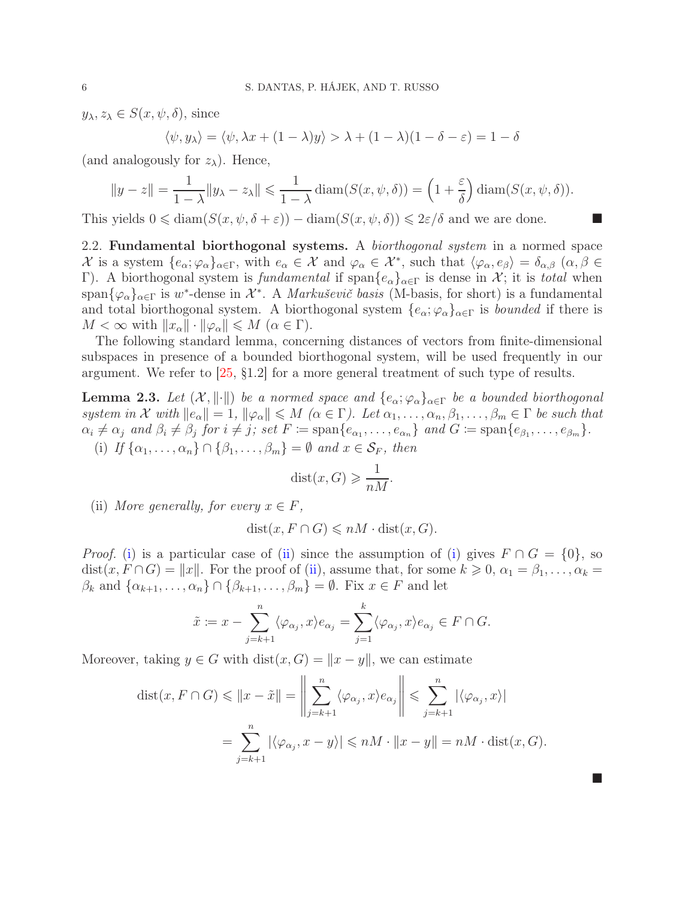$y_\lambda, z_\lambda \in S(x, \psi, \delta)$, since

$$\langle \psi, y_\lambda \rangle = \langle \psi, \lambda x + (1-\lambda) y \rangle > \lambda + (1-\lambda)(1-\delta-\varepsilon) = 1-\delta$$

(and analogously for $z_\lambda$). Hence,

$$\|y - z\| = \frac{1}{1-\lambda}\|y_\lambda - z_\lambda\| \leqslant \frac{1}{1-\lambda}\operatorname{diam}(S(x,\psi,\delta)) = \left(1 + \frac{\varepsilon}{\delta}\right)\operatorname{diam}(S(x,\psi,\delta)).$$

This yields $0 \leqslant \operatorname{diam}(S(x,\psi,\delta+\varepsilon)) - \operatorname{diam}(S(x,\psi,\delta)) \leqslant 2\varepsilon/\delta$ and we are done. ■

2.2. **Fundamental biorthogonal systems.** A *biorthogonal system* in a normed space $\mathcal{X}$ is a system $\{e_\alpha; \varphi_\alpha\}_{\alpha\in\Gamma}$, with $e_\alpha \in \mathcal{X}$ and $\varphi_\alpha \in \mathcal{X}^*$, such that $\langle \varphi_\alpha, e_\beta \rangle = \delta_{\alpha,\beta}$ ($\alpha, \beta \in \Gamma$). A biorthogonal system is *fundamental* if $\operatorname{span}\{e_\alpha\}_{\alpha\in\Gamma}$ is dense in $\mathcal{X}$; it is *total* when $\operatorname{span}\{\varphi_\alpha\}_{\alpha\in\Gamma}$ is $w^*$-dense in $\mathcal{X}^*$. A *Markuševič basis* (M-basis, for short) is a fundamental and total biorthogonal system. A biorthogonal system $\{e_\alpha; \varphi_\alpha\}_{\alpha\in\Gamma}$ is *bounded* if there is $M < \infty$ with $\|x_\alpha\| \cdot \|\varphi_\alpha\| \leqslant M$ ($\alpha \in \Gamma$).

The following standard lemma, concerning distances of vectors from finite-dimensional subspaces in presence of a bounded biorthogonal system, will be used frequently in our argument. We refer to [25, §1.2] for a more general treatment of such type of results.

**Lemma 2.3.** *Let $(\mathcal{X}, \|\cdot\|)$ be a normed space and $\{e_\alpha; \varphi_\alpha\}_{\alpha\in\Gamma}$ be a bounded biorthogonal system in $\mathcal{X}$ with $\|e_\alpha\| = 1$, $\|\varphi_\alpha\| \leqslant M$ ($\alpha \in \Gamma$). Let $\alpha_1, \dots, \alpha_n, \beta_1, \dots, \beta_m \in \Gamma$ be such that $\alpha_i \neq \alpha_j$ and $\beta_i \neq \beta_j$ for $i \neq j$; set $F := \operatorname{span}\{e_{\alpha_1}, \dots, e_{\alpha_n}\}$ and $G := \operatorname{span}\{e_{\beta_1}, \dots, e_{\beta_m}\}$.*

(i) *If $\{\alpha_1, \dots, \alpha_n\} \cap \{\beta_1, \dots, \beta_m\} = \emptyset$ and $x \in \mathcal{S}_F$, then*

$$\operatorname{dist}(x, G) \geqslant \frac{1}{nM}.$$

(ii) *More generally, for every $x \in F$,*

$$\operatorname{dist}(x, F \cap G) \leqslant nM \cdot \operatorname{dist}(x, G).$$

*Proof.* (i) is a particular case of (ii) since the assumption of (i) gives $F \cap G = \{0\}$, so $\operatorname{dist}(x, F\cap G) = \|x\|$. For the proof of (ii), assume that, for some $k \geqslant 0$, $\alpha_1 = \beta_1, \dots, \alpha_k = \beta_k$ and $\{\alpha_{k+1}, \dots, \alpha_n\} \cap \{\beta_{k+1}, \dots, \beta_m\} = \emptyset$. Fix $x \in F$ and let

$$\tilde{x} := x - \sum_{j=k+1}^{n} \langle \varphi_{\alpha_j}, x \rangle e_{\alpha_j} = \sum_{j=1}^{k} \langle \varphi_{\alpha_j}, x \rangle e_{\alpha_j} \in F \cap G.$$

Moreover, taking $y \in G$ with $\operatorname{dist}(x, G) = \|x - y\|$, we can estimate

$$\begin{aligned}
\operatorname{dist}(x, F\cap G) \leqslant \|x - \tilde{x}\| &= \left\| \sum_{j=k+1}^{n} \langle \varphi_{\alpha_j}, x \rangle e_{\alpha_j} \right\| \leqslant \sum_{j=k+1}^{n} |\langle \varphi_{\alpha_j}, x \rangle| \\
&= \sum_{j=k+1}^{n} |\langle \varphi_{\alpha_j}, x - y \rangle| \leqslant nM \cdot \|x - y\| = nM \cdot \operatorname{dist}(x, G).
\end{aligned}$$

■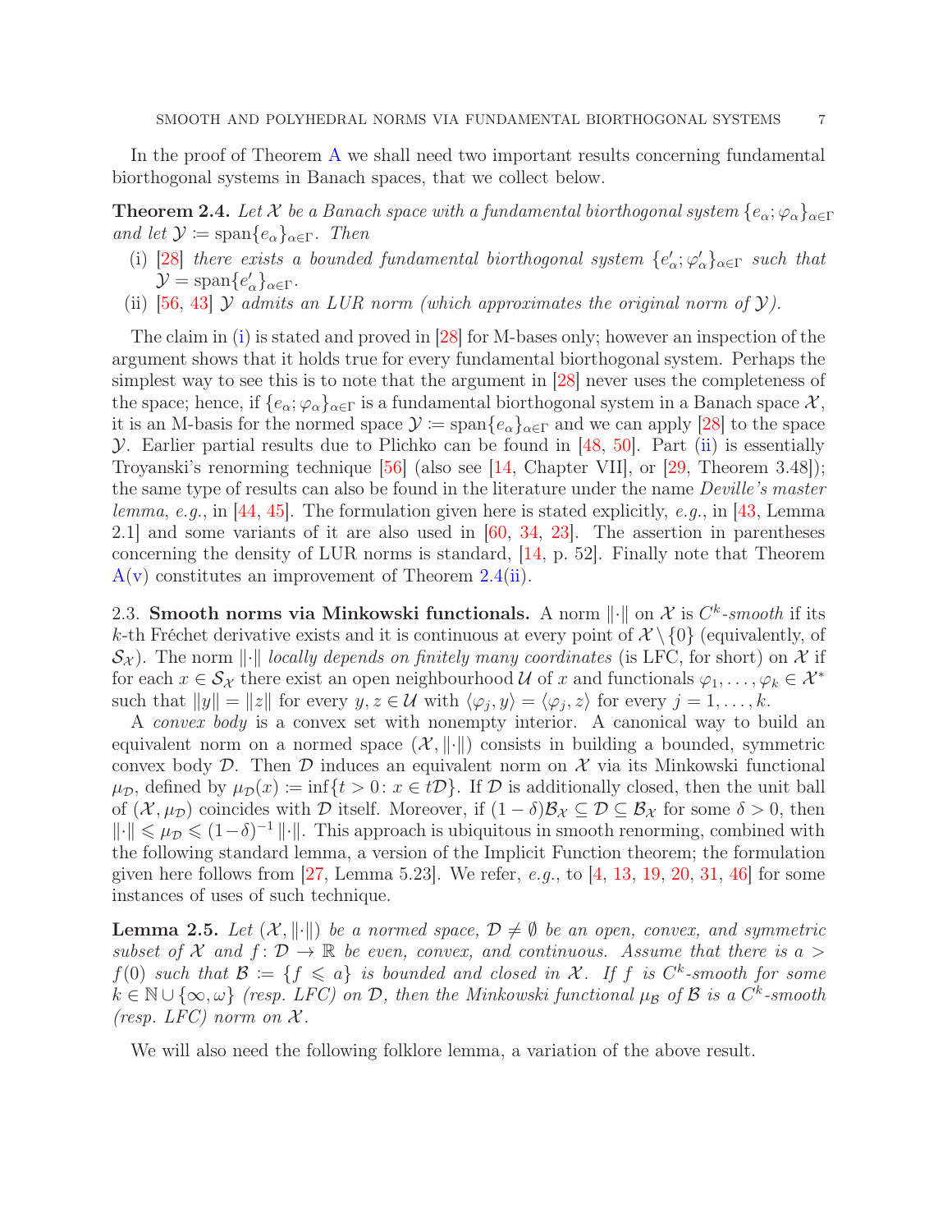In the proof of Theorem A we shall need two important results concerning fundamental biorthogonal systems in Banach spaces, that we collect below.

**Theorem 2.4.** *Let $\mathcal{X}$ be a Banach space with a fundamental biorthogonal system $\{e_\alpha;\varphi_\alpha\}_{\alpha\in\Gamma}$ and let $\mathcal{Y} \coloneqq \operatorname{span}\{e_\alpha\}_{\alpha\in\Gamma}$. Then*

1. (i) [28] *there exists a bounded fundamental biorthogonal system $\{e'_\alpha;\varphi'_\alpha\}_{\alpha\in\Gamma}$ such that $\mathcal{Y} = \operatorname{span}\{e'_\alpha\}_{\alpha\in\Gamma}$.*
2. (ii) [56, 43] *$\mathcal{Y}$ admits an LUR norm (which approximates the original norm of $\mathcal{Y}$).*

The claim in (i) is stated and proved in [28] for M-bases only; however an inspection of the argument shows that it holds true for every fundamental biorthogonal system. Perhaps the simplest way to see this is to note that the argument in [28] never uses the completeness of the space; hence, if $\{e_\alpha;\varphi_\alpha\}_{\alpha\in\Gamma}$ is a fundamental biorthogonal system in a Banach space $\mathcal{X}$, it is an M-basis for the normed space $\mathcal{Y} \coloneqq \operatorname{span}\{e_\alpha\}_{\alpha\in\Gamma}$ and we can apply [28] to the space $\mathcal{Y}$. Earlier partial results due to Plichko can be found in [48, 50]. Part (ii) is essentially Troyanski's renorming technique [56] (also see [14, Chapter VII], or [29, Theorem 3.48]); the same type of results can also be found in the literature under the name *Deville's master lemma*, *e.g.*, in [44, 45]. The formulation given here is stated explicitly, *e.g.*, in [43, Lemma 2.1] and some variants of it are also used in [60, 34, 23]. The assertion in parentheses concerning the density of LUR norms is standard, [14, p. 52]. Finally note that Theorem A(v) constitutes an improvement of Theorem 2.4(ii).

2.3. **Smooth norms via Minkowski functionals.** A norm $\|\cdot\|$ on $\mathcal{X}$ is *$C^k$-smooth* if its $k$-th Fréchet derivative exists and it is continuous at every point of $\mathcal{X}\setminus\{0\}$ (equivalently, of $\mathcal{S}_\mathcal{X}$). The norm $\|\cdot\|$ *locally depends on finitely many coordinates* (is LFC, for short) on $\mathcal{X}$ if for each $x\in\mathcal{S}_\mathcal{X}$ there exist an open neighbourhood $\mathcal{U}$ of $x$ and functionals $\varphi_1,\dots,\varphi_k\in\mathcal{X}^*$ such that $\|y\| = \|z\|$ for every $y,z\in\mathcal{U}$ with $\langle\varphi_j,y\rangle = \langle\varphi_j,z\rangle$ for every $j=1,\dots,k$.

A *convex body* is a convex set with nonempty interior. A canonical way to build an equivalent norm on a normed space $(\mathcal{X},\|\cdot\|)$ consists in building a bounded, symmetric convex body $\mathcal{D}$. Then $\mathcal{D}$ induces an equivalent norm on $\mathcal{X}$ via its Minkowski functional $\mu_\mathcal{D}$, defined by $\mu_\mathcal{D}(x) \coloneqq \inf\{t>0\colon x\in t\mathcal{D}\}$. If $\mathcal{D}$ is additionally closed, then the unit ball of $(\mathcal{X},\mu_\mathcal{D})$ coincides with $\mathcal{D}$ itself. Moreover, if $(1-\delta)\mathcal{B}_\mathcal{X}\subseteq\mathcal{D}\subseteq\mathcal{B}_\mathcal{X}$ for some $\delta>0$, then $\|\cdot\|\leqslant\mu_\mathcal{D}\leqslant(1-\delta)^{-1}\|\cdot\|$. This approach is ubiquitous in smooth renorming, combined with the following standard lemma, a version of the Implicit Function theorem; the formulation given here follows from [27, Lemma 5.23]. We refer, *e.g.*, to [4, 13, 19, 20, 31, 46] for some instances of uses of such technique.

**Lemma 2.5.** *Let $(\mathcal{X},\|\cdot\|)$ be a normed space, $\mathcal{D}\neq\emptyset$ be an open, convex, and symmetric subset of $\mathcal{X}$ and $f\colon\mathcal{D}\to\mathbb{R}$ be even, convex, and continuous. Assume that there is $a>f(0)$ such that $\mathcal{B}\coloneqq\{f\leqslant a\}$ is bounded and closed in $\mathcal{X}$. If $f$ is $C^k$-smooth for some $k\in\mathbb{N}\cup\{\infty,\omega\}$ (resp. LFC) on $\mathcal{D}$, then the Minkowski functional $\mu_\mathcal{B}$ of $\mathcal{B}$ is a $C^k$-smooth (resp. LFC) norm on $\mathcal{X}$.*

We will also need the following folklore lemma, a variation of the above result.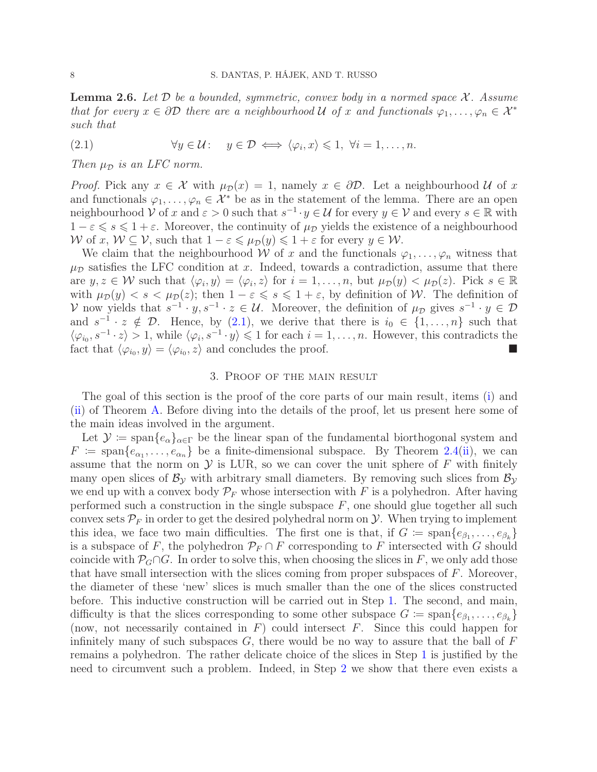**Lemma 2.6.** *Let $\mathcal{D}$ be a bounded, symmetric, convex body in a normed space $\mathcal{X}$. Assume that for every $x \in \partial\mathcal{D}$ there are a neighbourhood $\mathcal{U}$ of $x$ and functionals $\varphi_1, \dots, \varphi_n \in \mathcal{X}^*$ such that*

$$\forall y \in \mathcal{U}: \quad y \in \mathcal{D} \iff \langle \varphi_i, x \rangle \leqslant 1, \ \forall i = 1, \dots, n. \tag{2.1}$$

*Then $\mu_{\mathcal{D}}$ is an LFC norm.*

*Proof.* Pick any $x \in \mathcal{X}$ with $\mu_{\mathcal{D}}(x) = 1$, namely $x \in \partial\mathcal{D}$. Let a neighbourhood $\mathcal{U}$ of $x$ and functionals $\varphi_1, \dots, \varphi_n \in \mathcal{X}^*$ be as in the statement of the lemma. There are an open neighbourhood $\mathcal{V}$ of $x$ and $\varepsilon > 0$ such that $s^{-1} \cdot y \in \mathcal{U}$ for every $y \in \mathcal{V}$ and every $s \in \mathbb{R}$ with $1 - \varepsilon \leqslant s \leqslant 1 + \varepsilon$. Moreover, the continuity of $\mu_{\mathcal{D}}$ yields the existence of a neighbourhood $\mathcal{W}$ of $x$, $\mathcal{W} \subseteq \mathcal{V}$, such that $1 - \varepsilon \leqslant \mu_{\mathcal{D}}(y) \leqslant 1 + \varepsilon$ for every $y \in \mathcal{W}$.

We claim that the neighbourhood $\mathcal{W}$ of $x$ and the functionals $\varphi_1, \dots, \varphi_n$ witness that $\mu_{\mathcal{D}}$ satisfies the LFC condition at $x$. Indeed, towards a contradiction, assume that there are $y, z \in \mathcal{W}$ such that $\langle \varphi_i, y \rangle = \langle \varphi_i, z \rangle$ for $i = 1, \dots, n$, but $\mu_{\mathcal{D}}(y) < \mu_{\mathcal{D}}(z)$. Pick $s \in \mathbb{R}$ with $\mu_{\mathcal{D}}(y) < s < \mu_{\mathcal{D}}(z)$; then $1 - \varepsilon \leqslant s \leqslant 1 + \varepsilon$, by definition of $\mathcal{W}$. The definition of $\mathcal{V}$ now yields that $s^{-1} \cdot y, s^{-1} \cdot z \in \mathcal{U}$. Moreover, the definition of $\mu_{\mathcal{D}}$ gives $s^{-1} \cdot y \in \mathcal{D}$ and $s^{-1} \cdot z \notin \mathcal{D}$. Hence, by (2.1), we derive that there is $i_0 \in \{1, \dots, n\}$ such that $\langle \varphi_{i_0}, s^{-1} \cdot z \rangle > 1$, while $\langle \varphi_i, s^{-1} \cdot y \rangle \leqslant 1$ for each $i = 1, \dots, n$. However, this contradicts the fact that $\langle \varphi_{i_0}, y \rangle = \langle \varphi_{i_0}, z \rangle$ and concludes the proof. ■

## 3. Proof of the main result

The goal of this section is the proof of the core parts of our main result, items (i) and (ii) of Theorem A. Before diving into the details of the proof, let us present here some of the main ideas involved in the argument.

Let $\mathcal{Y} \coloneqq \operatorname{span}\{e_\alpha\}_{\alpha \in \Gamma}$ be the linear span of the fundamental biorthogonal system and $F \coloneqq \operatorname{span}\{e_{\alpha_1}, \dots, e_{\alpha_n}\}$ be a finite-dimensional subspace. By Theorem 2.4(ii), we can assume that the norm on $\mathcal{Y}$ is LUR, so we can cover the unit sphere of $F$ with finitely many open slices of $\mathcal{B}_{\mathcal{Y}}$ with arbitrary small diameters. By removing such slices from $\mathcal{B}_{\mathcal{Y}}$ we end up with a convex body $\mathcal{P}_F$ whose intersection with $F$ is a polyhedron. After having performed such a construction in the single subspace $F$, one should glue together all such convex sets $\mathcal{P}_F$ in order to get the desired polyhedral norm on $\mathcal{Y}$. When trying to implement this idea, we face two main difficulties. The first one is that, if $G \coloneqq \operatorname{span}\{e_{\beta_1}, \dots, e_{\beta_k}\}$ is a subspace of $F$, the polyhedron $\mathcal{P}_F \cap F$ corresponding to $F$ intersected with $G$ should coincide with $\mathcal{P}_G \cap G$. In order to solve this, when choosing the slices in $F$, we only add those that have small intersection with the slices coming from proper subspaces of $F$. Moreover, the diameter of these 'new' slices is much smaller than the one of the slices constructed before. This inductive construction will be carried out in Step 1. The second, and main, difficulty is that the slices corresponding to some other subspace $G \coloneqq \operatorname{span}\{e_{\beta_1}, \dots, e_{\beta_k}\}$ (now, not necessarily contained in $F$) could intersect $F$. Since this could happen for infinitely many of such subspaces $G$, there would be no way to assure that the ball of $F$ remains a polyhedron. The rather delicate choice of the slices in Step 1 is justified by the need to circumvent such a problem. Indeed, in Step 2 we show that there even exists a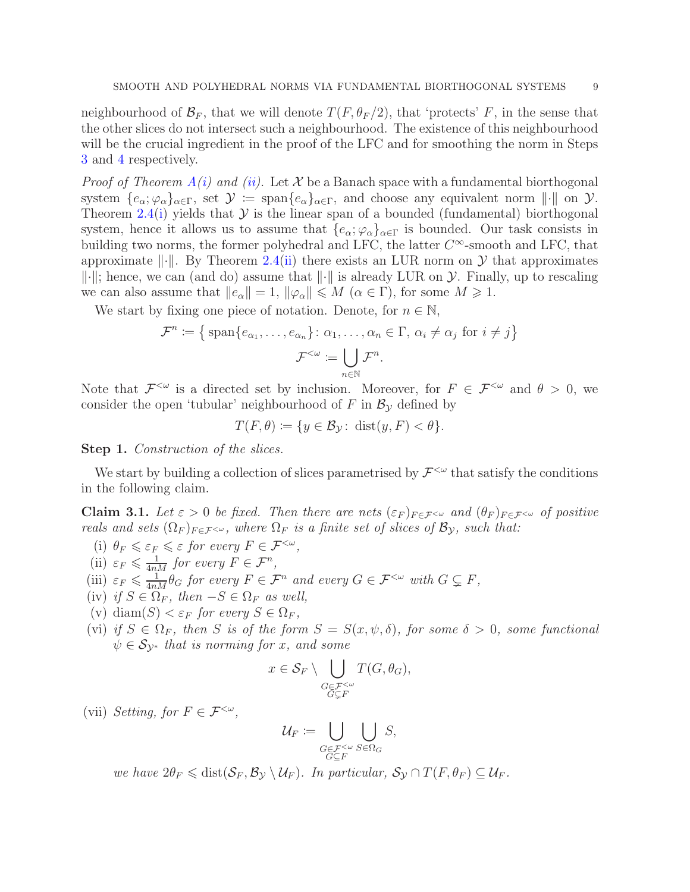neighbourhood of $\mathcal{B}_F$, that we will denote $T(F,\theta_F/2)$, that 'protects' $F$, in the sense that the other slices do not intersect such a neighbourhood. The existence of this neighbourhood will be the crucial ingredient in the proof of the LFC and for smoothing the norm in Steps 3 and 4 respectively.

*Proof of Theorem A(i) and (ii).* Let $\mathcal{X}$ be a Banach space with a fundamental biorthogonal system $\{e_\alpha;\varphi_\alpha\}_{\alpha\in\Gamma}$, set $\mathcal{Y} := \operatorname{span}\{e_\alpha\}_{\alpha\in\Gamma}$, and choose any equivalent norm $\|\cdot\|$ on $\mathcal{Y}$. Theorem 2.4(i) yields that $\mathcal{Y}$ is the linear span of a bounded (fundamental) biorthogonal system, hence it allows us to assume that $\{e_\alpha;\varphi_\alpha\}_{\alpha\in\Gamma}$ is bounded. Our task consists in building two norms, the former polyhedral and LFC, the latter $C^\infty$-smooth and LFC, that approximate $\|\cdot\|$. By Theorem 2.4(ii) there exists an LUR norm on $\mathcal{Y}$ that approximates $\|\cdot\|$; hence, we can (and do) assume that $\|\cdot\|$ is already LUR on $\mathcal{Y}$. Finally, up to rescaling we can also assume that $\|e_\alpha\| = 1$, $\|\varphi_\alpha\| \leqslant M$ $(\alpha\in\Gamma)$, for some $M\geqslant 1$.

We start by fixing one piece of notation. Denote, for $n\in\mathbb{N}$,

$$\mathcal{F}^n := \left\{ \operatorname{span}\{e_{\alpha_1},\dots,e_{\alpha_n}\} \colon \alpha_1,\dots,\alpha_n\in\Gamma,\ \alpha_i\neq\alpha_j \text{ for } i\neq j \right\}$$

$$\mathcal{F}^{<\omega} := \bigcup_{n\in\mathbb{N}} \mathcal{F}^n.$$

Note that $\mathcal{F}^{<\omega}$ is a directed set by inclusion. Moreover, for $F\in\mathcal{F}^{<\omega}$ and $\theta>0$, we consider the open 'tubular' neighbourhood of $F$ in $\mathcal{B}_\mathcal{Y}$ defined by

$$T(F,\theta) := \{y\in\mathcal{B}_\mathcal{Y} \colon \operatorname{dist}(y,F)<\theta\}.$$

**Step 1.** *Construction of the slices.*

We start by building a collection of slices parametrised by $\mathcal{F}^{<\omega}$ that satisfy the conditions in the following claim.

**Claim 3.1.** *Let $\varepsilon>0$ be fixed. Then there are nets $(\varepsilon_F)_{F\in\mathcal{F}^{<\omega}}$ and $(\theta_F)_{F\in\mathcal{F}^{<\omega}}$ of positive reals and sets $(\Omega_F)_{F\in\mathcal{F}^{<\omega}}$, where $\Omega_F$ is a finite set of slices of $\mathcal{B}_\mathcal{Y}$, such that:*

- (i) *$\theta_F\leqslant\varepsilon_F\leqslant\varepsilon$ for every $F\in\mathcal{F}^{<\omega}$,*
- (ii) *$\varepsilon_F\leqslant\frac{1}{4nM}$ for every $F\in\mathcal{F}^n$,*
- (iii) *$\varepsilon_F\leqslant\frac{1}{4nM}\theta_G$ for every $F\in\mathcal{F}^n$ and every $G\in\mathcal{F}^{<\omega}$ with $G\subsetneq F$,*
- (iv) *if $S\in\Omega_F$, then $-S\in\Omega_F$ as well,*
- (v) *$\operatorname{diam}(S)<\varepsilon_F$ for every $S\in\Omega_F$,*
- (vi) *if $S\in\Omega_F$, then $S$ is of the form $S=S(x,\psi,\delta)$, for some $\delta>0$, some functional $\psi\in\mathcal{S}_{\mathcal{Y}^*}$ that is norming for $x$, and some*
$$x\in\mathcal{S}_F\setminus\bigcup_{\substack{G\in\mathcal{F}^{<\omega}\\ G\subsetneq F}} T(G,\theta_G),$$
- (vii) *Setting, for $F\in\mathcal{F}^{<\omega}$,*
$$\mathcal{U}_F := \bigcup_{\substack{G\in\mathcal{F}^{<\omega}\\ G\subseteq F}}\ \bigcup_{S\in\Omega_G} S,$$
*we have $2\theta_F\leqslant\operatorname{dist}(\mathcal{S}_F,\mathcal{B}_\mathcal{Y}\setminus\mathcal{U}_F)$. In particular, $\mathcal{S}_\mathcal{Y}\cap T(F,\theta_F)\subseteq\mathcal{U}_F$.*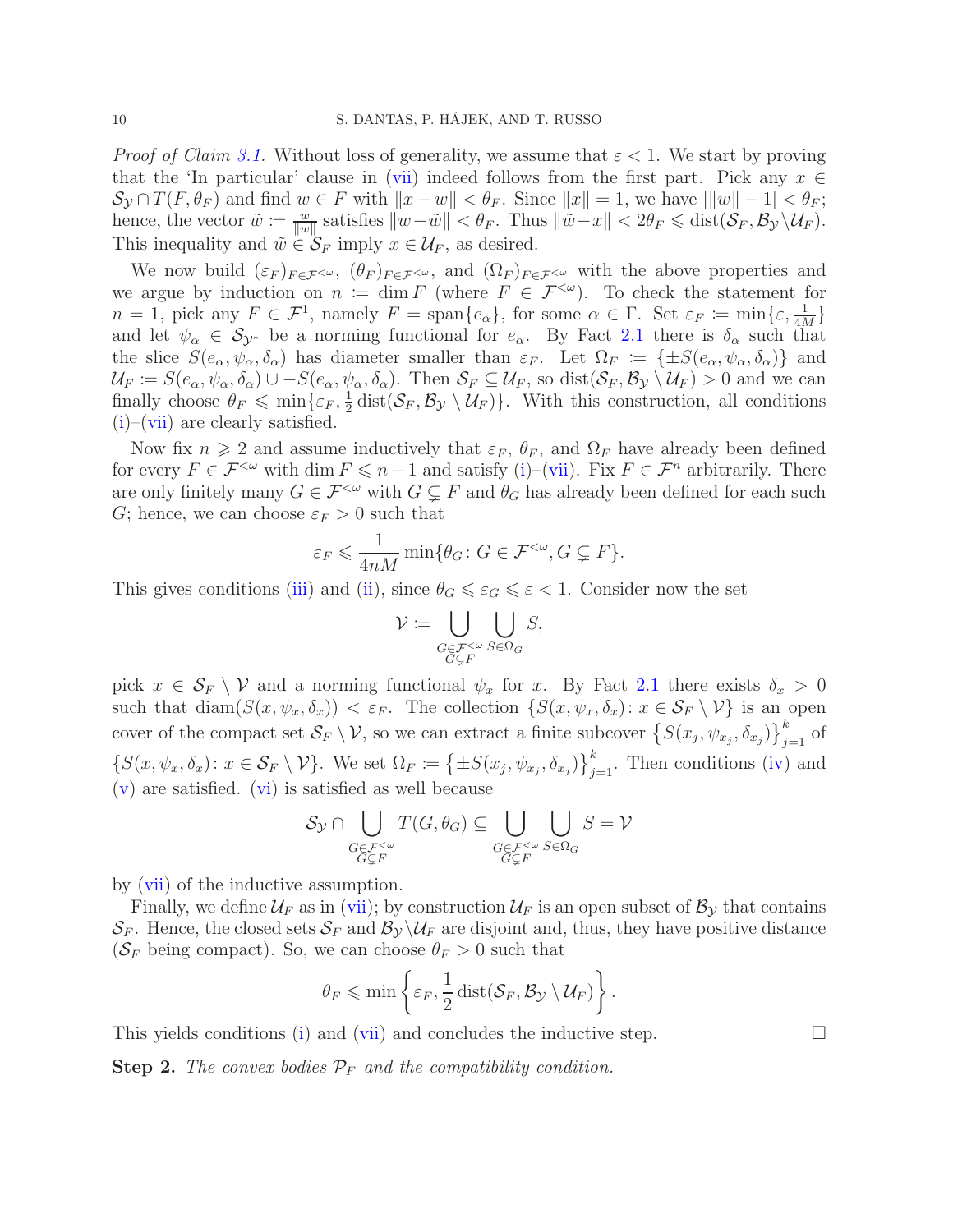*Proof of Claim 3.1.* Without loss of generality, we assume that $\varepsilon < 1$. We start by proving that the 'In particular' clause in (vii) indeed follows from the first part. Pick any $x \in \mathcal{S}_\mathcal{Y} \cap T(F, \theta_F)$ and find $w \in F$ with $\|x - w\| < \theta_F$. Since $\|x\| = 1$, we have $|\|w\| - 1| < \theta_F$; hence, the vector $\tilde{w} := \frac{w}{\|w\|}$ satisfies $\|w - \tilde{w}\| < \theta_F$. Thus $\|\tilde{w} - x\| < 2\theta_F \leqslant \operatorname{dist}(\mathcal{S}_F, \mathcal{B}_\mathcal{Y} \setminus \mathcal{U}_F)$. This inequality and $\tilde{w} \in \mathcal{S}_F$ imply $x \in \mathcal{U}_F$, as desired.

We now build $(\varepsilon_F)_{F \in \mathcal{F}^{<\omega}}$, $(\theta_F)_{F \in \mathcal{F}^{<\omega}}$, and $(\Omega_F)_{F \in \mathcal{F}^{<\omega}}$ with the above properties and we argue by induction on $n := \dim F$ (where $F \in \mathcal{F}^{<\omega}$). To check the statement for $n = 1$, pick any $F \in \mathcal{F}^1$, namely $F = \operatorname{span}\{e_\alpha\}$, for some $\alpha \in \Gamma$. Set $\varepsilon_F := \min\{\varepsilon, \frac{1}{4M}\}$ and let $\psi_\alpha \in \mathcal{S}_{\mathcal{Y}^*}$ be a norming functional for $e_\alpha$. By Fact 2.1 there is $\delta_\alpha$ such that the slice $S(e_\alpha, \psi_\alpha, \delta_\alpha)$ has diameter smaller than $\varepsilon_F$. Let $\Omega_F := \{\pm S(e_\alpha, \psi_\alpha, \delta_\alpha)\}$ and $\mathcal{U}_F := S(e_\alpha, \psi_\alpha, \delta_\alpha) \cup -S(e_\alpha, \psi_\alpha, \delta_\alpha)$. Then $\mathcal{S}_F \subseteq \mathcal{U}_F$, so $\operatorname{dist}(\mathcal{S}_F, \mathcal{B}_\mathcal{Y} \setminus \mathcal{U}_F) > 0$ and we can finally choose $\theta_F \leqslant \min\{\varepsilon_F, \frac{1}{2}\operatorname{dist}(\mathcal{S}_F, \mathcal{B}_\mathcal{Y} \setminus \mathcal{U}_F)\}$. With this construction, all conditions (i)–(vii) are clearly satisfied.

Now fix $n \geqslant 2$ and assume inductively that $\varepsilon_F$, $\theta_F$, and $\Omega_F$ have already been defined for every $F \in \mathcal{F}^{<\omega}$ with $\dim F \leqslant n - 1$ and satisfy (i)–(vii). Fix $F \in \mathcal{F}^n$ arbitrarily. There are only finitely many $G \in \mathcal{F}^{<\omega}$ with $G \subsetneq F$ and $\theta_G$ has already been defined for each such $G$; hence, we can choose $\varepsilon_F > 0$ such that

$$\varepsilon_F \leqslant \frac{1}{4nM} \min\{\theta_G \colon G \in \mathcal{F}^{<\omega}, G \subsetneq F\}.$$

This gives conditions (iii) and (ii), since $\theta_G \leqslant \varepsilon_G \leqslant \varepsilon < 1$. Consider now the set

$$\mathcal{V} := \bigcup_{\substack{G \in \mathcal{F}^{<\omega} \\ G \subsetneq F}} \bigcup_{S \in \Omega_G} S,$$

pick $x \in \mathcal{S}_F \setminus \mathcal{V}$ and a norming functional $\psi_x$ for $x$. By Fact 2.1 there exists $\delta_x > 0$ such that $\operatorname{diam}(S(x, \psi_x, \delta_x)) < \varepsilon_F$. The collection $\{S(x, \psi_x, \delta_x) \colon x \in \mathcal{S}_F \setminus \mathcal{V}\}$ is an open cover of the compact set $\mathcal{S}_F \setminus \mathcal{V}$, so we can extract a finite subcover $\left\{S(x_j, \psi_{x_j}, \delta_{x_j})\right\}_{j=1}^k$ of $\{S(x, \psi_x, \delta_x) \colon x \in \mathcal{S}_F \setminus \mathcal{V}\}$. We set $\Omega_F := \left\{\pm S(x_j, \psi_{x_j}, \delta_{x_j})\right\}_{j=1}^k$. Then conditions (iv) and (v) are satisfied. (vi) is satisfied as well because

$$\mathcal{S}_\mathcal{Y} \cap \bigcup_{\substack{G \in \mathcal{F}^{<\omega} \\ G \subsetneq F}} T(G, \theta_G) \subseteq \bigcup_{\substack{G \in \mathcal{F}^{<\omega} \\ G \subsetneq F}} \bigcup_{S \in \Omega_G} S = \mathcal{V}$$

by (vii) of the inductive assumption.

Finally, we define $\mathcal{U}_F$ as in (vii); by construction $\mathcal{U}_F$ is an open subset of $\mathcal{B}_\mathcal{Y}$ that contains $\mathcal{S}_F$. Hence, the closed sets $\mathcal{S}_F$ and $\mathcal{B}_\mathcal{Y} \setminus \mathcal{U}_F$ are disjoint and, thus, they have positive distance ($\mathcal{S}_F$ being compact). So, we can choose $\theta_F > 0$ such that

$$\theta_F \leqslant \min\left\{\varepsilon_F, \frac{1}{2}\operatorname{dist}(\mathcal{S}_F, \mathcal{B}_\mathcal{Y} \setminus \mathcal{U}_F)\right\}.$$

This yields conditions (i) and (vii) and concludes the inductive step. □

**Step 2.** *The convex bodies $\mathcal{P}_F$ and the compatibility condition.*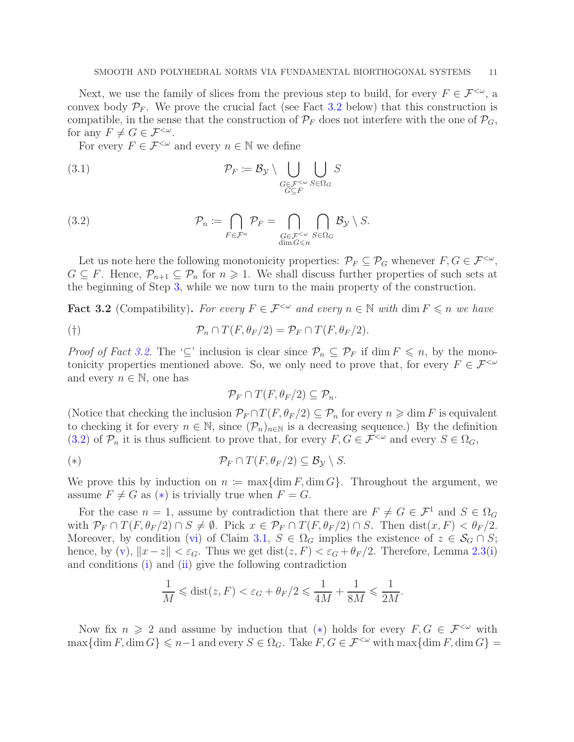Next, we use the family of slices from the previous step to build, for every $F \in \mathcal{F}^{<\omega}$, a convex body $\mathcal{P}_F$. We prove the crucial fact (see Fact 3.2 below) that this construction is compatible, in the sense that the construction of $\mathcal{P}_F$ does not interfere with the one of $\mathcal{P}_G$, for any $F \neq G \in \mathcal{F}^{<\omega}$.

For every $F \in \mathcal{F}^{<\omega}$ and every $n \in \mathbb{N}$ we define

$$\mathcal{P}_F := \mathcal{B}_\mathcal{Y} \setminus \bigcup_{\substack{G \in \mathcal{F}^{<\omega} \\ G \subseteq F}} \bigcup_{S \in \Omega_G} S \tag{3.1}$$

$$\mathcal{P}_n := \bigcap_{F \in \mathcal{F}^n} \mathcal{P}_F = \bigcap_{\substack{G \in \mathcal{F}^{<\omega} \\ \dim G \leqslant n}} \bigcap_{S \in \Omega_G} \mathcal{B}_\mathcal{Y} \setminus S. \tag{3.2}$$

Let us note here the following monotonicity properties: $\mathcal{P}_F \subseteq \mathcal{P}_G$ whenever $F, G \in \mathcal{F}^{<\omega}$, $G \subseteq F$. Hence, $\mathcal{P}_{n+1} \subseteq \mathcal{P}_n$ for $n \geqslant 1$. We shall discuss further properties of such sets at the beginning of Step 3, while we now turn to the main property of the construction.

**Fact 3.2** (Compatibility)**.** *For every $F \in \mathcal{F}^{<\omega}$ and every $n \in \mathbb{N}$ with $\dim F \leqslant n$ we have*

$$\mathcal{P}_n \cap T(F, \theta_F/2) = \mathcal{P}_F \cap T(F, \theta_F/2). \tag{†}$$

*Proof of Fact 3.2.* The '$\subseteq$' inclusion is clear since $\mathcal{P}_n \subseteq \mathcal{P}_F$ if $\dim F \leqslant n$, by the monotonicity properties mentioned above. So, we only need to prove that, for every $F \in \mathcal{F}^{<\omega}$ and every $n \in \mathbb{N}$, one has

$$\mathcal{P}_F \cap T(F, \theta_F/2) \subseteq \mathcal{P}_n.$$

(Notice that checking the inclusion $\mathcal{P}_F \cap T(F, \theta_F/2) \subseteq \mathcal{P}_n$ for every $n \geqslant \dim F$ is equivalent to checking it for every $n \in \mathbb{N}$, since $(\mathcal{P}_n)_{n \in \mathbb{N}}$ is a decreasing sequence.) By the definition (3.2) of $\mathcal{P}_n$ it is thus sufficient to prove that, for every $F, G \in \mathcal{F}^{<\omega}$ and every $S \in \Omega_G$,

$$\mathcal{P}_F \cap T(F, \theta_F/2) \subseteq \mathcal{B}_\mathcal{Y} \setminus S. \tag{$*$}$$

We prove this by induction on $n := \max\{\dim F, \dim G\}$. Throughout the argument, we assume $F \neq G$ as ($*$) is trivially true when $F = G$.

For the case $n = 1$, assume by contradiction that there are $F \neq G \in \mathcal{F}^1$ and $S \in \Omega_G$ with $\mathcal{P}_F \cap T(F, \theta_F/2) \cap S \neq \emptyset$. Pick $x \in \mathcal{P}_F \cap T(F, \theta_F/2) \cap S$. Then $\operatorname{dist}(x, F) < \theta_F/2$. Moreover, by condition (vi) of Claim 3.1, $S \in \Omega_G$ implies the existence of $z \in \mathcal{S}_G \cap S$; hence, by (v), $\|x - z\| < \varepsilon_G$. Thus we get $\operatorname{dist}(z, F) < \varepsilon_G + \theta_F/2$. Therefore, Lemma 2.3(i) and conditions (i) and (ii) give the following contradiction

$$\frac{1}{M} \leqslant \operatorname{dist}(z, F) < \varepsilon_G + \theta_F/2 \leqslant \frac{1}{4M} + \frac{1}{8M} \leqslant \frac{1}{2M}.$$

Now fix $n \geqslant 2$ and assume by induction that ($*$) holds for every $F, G \in \mathcal{F}^{<\omega}$ with $\max\{\dim F, \dim G\} \leqslant n-1$ and every $S \in \Omega_G$. Take $F, G \in \mathcal{F}^{<\omega}$ with $\max\{\dim F, \dim G\} =$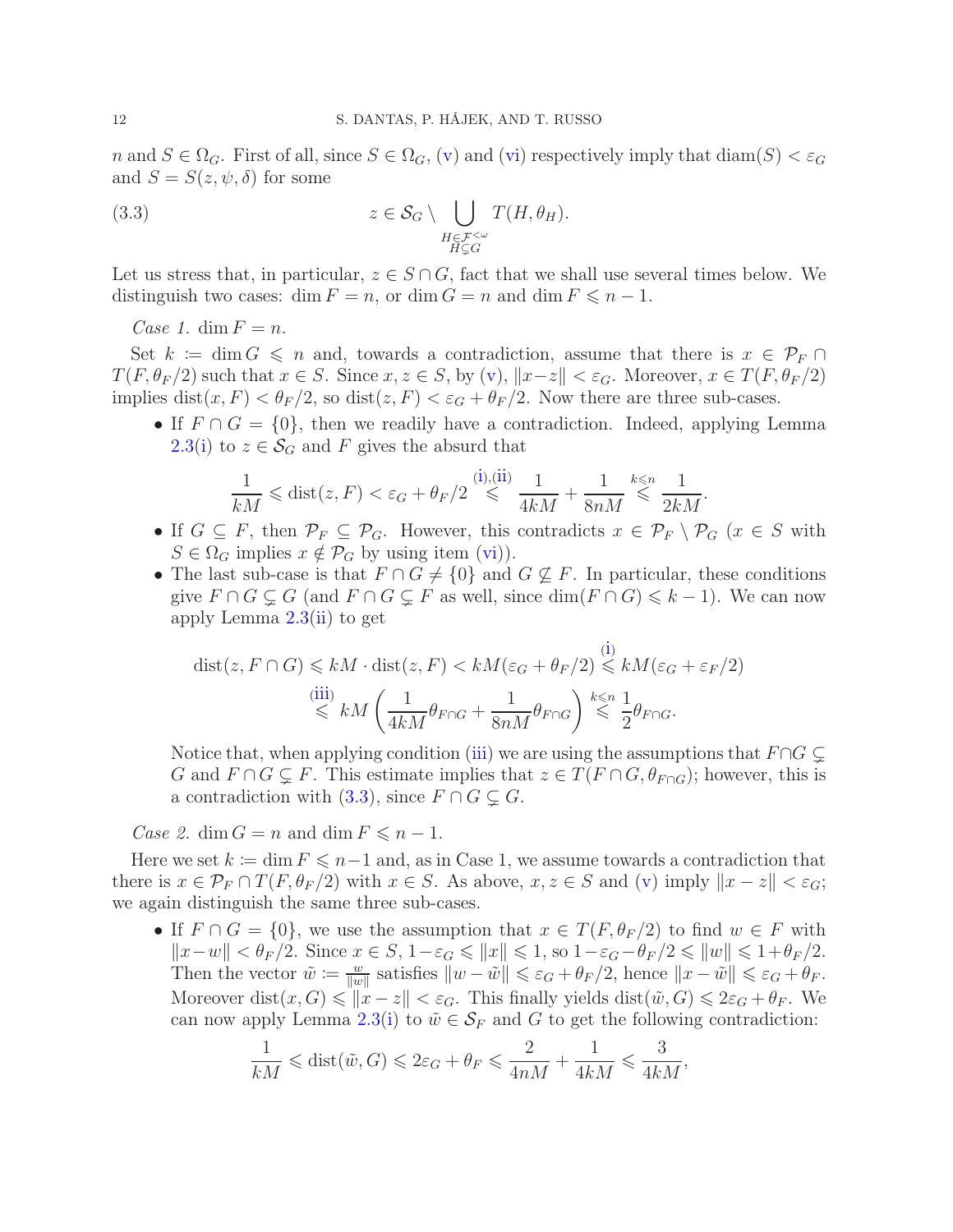$n$ and $S \in \Omega_G$. First of all, since $S \in \Omega_G$, (v) and (vi) respectively imply that $\operatorname{diam}(S) < \varepsilon_G$ and $S = S(z, \psi, \delta)$ for some

$$z \in \mathcal{S}_G \setminus \bigcup_{\substack{H \in \mathcal{F}^{<\omega} \\ H \subsetneq G}} T(H, \theta_H). \tag{3.3}$$

Let us stress that, in particular, $z \in S \cap G$, fact that we shall use several times below. We distinguish two cases: $\dim F = n$, or $\dim G = n$ and $\dim F \leqslant n-1$.

*Case 1.* $\dim F = n$.

Set $k \coloneqq \dim G \leqslant n$ and, towards a contradiction, assume that there is $x \in \mathcal{P}_F \cap T(F, \theta_F/2)$ such that $x \in S$. Since $x, z \in S$, by (v), $\|x - z\| < \varepsilon_G$. Moreover, $x \in T(F, \theta_F/2)$ implies $\operatorname{dist}(x, F) < \theta_F/2$, so $\operatorname{dist}(z, F) < \varepsilon_G + \theta_F/2$. Now there are three sub-cases.

- If $F \cap G = \{0\}$, then we readily have a contradiction. Indeed, applying Lemma 2.3(i) to $z \in \mathcal{S}_G$ and $F$ gives the absurd that
$$\frac{1}{kM} \leqslant \operatorname{dist}(z, F) < \varepsilon_G + \theta_F/2 \overset{\text{(i),(ii)}}{\leqslant} \frac{1}{4kM} + \frac{1}{8nM} \overset{k \leqslant n}{\leqslant} \frac{1}{2kM}.$$
- If $G \subseteq F$, then $\mathcal{P}_F \subseteq \mathcal{P}_G$. However, this contradicts $x \in \mathcal{P}_F \setminus \mathcal{P}_G$ ($x \in S$ with $S \in \Omega_G$ implies $x \notin \mathcal{P}_G$ by using item (vi)).
- The last sub-case is that $F \cap G \neq \{0\}$ and $G \not\subseteq F$. In particular, these conditions give $F \cap G \subsetneq G$ (and $F \cap G \subsetneq F$ as well, since $\dim(F \cap G) \leqslant k-1$). We can now apply Lemma 2.3(ii) to get
$$\begin{aligned}\operatorname{dist}(z, F \cap G) &\leqslant kM \cdot \operatorname{dist}(z, F) < kM(\varepsilon_G + \theta_F/2) \overset{\text{(i)}}{\leqslant} kM(\varepsilon_G + \varepsilon_F/2) \\ &\overset{\text{(iii)}}{\leqslant} kM\left(\frac{1}{4kM}\theta_{F\cap G} + \frac{1}{8nM}\theta_{F \cap G}\right) \overset{k \leqslant n}{\leqslant} \frac{1}{2}\theta_{F\cap G}.\end{aligned}$$
Notice that, when applying condition (iii) we are using the assumptions that $F \cap G \subsetneq G$ and $F \cap G \subsetneq F$. This estimate implies that $z \in T(F \cap G, \theta_{F \cap G})$; however, this is a contradiction with (3.3), since $F \cap G \subsetneq G$.

*Case 2.* $\dim G = n$ and $\dim F \leqslant n-1$.

Here we set $k \coloneqq \dim F \leqslant n-1$ and, as in Case 1, we assume towards a contradiction that there is $x \in \mathcal{P}_F \cap T(F, \theta_F/2)$ with $x \in S$. As above, $x, z \in S$ and (v) imply $\|x - z\| < \varepsilon_G$; we again distinguish the same three sub-cases.

- If $F \cap G = \{0\}$, we use the assumption that $x \in T(F, \theta_F/2)$ to find $w \in F$ with $\|x - w\| < \theta_F/2$. Since $x \in S$, $1 - \varepsilon_G \leqslant \|x\| \leqslant 1$, so $1 - \varepsilon_G - \theta_F/2 \leqslant \|w\| \leqslant 1 + \theta_F/2$. Then the vector $\tilde{w} \coloneqq \frac{w}{\|w\|}$ satisfies $\|w - \tilde{w}\| \leqslant \varepsilon_G + \theta_F/2$, hence $\|x - \tilde{w}\| \leqslant \varepsilon_G + \theta_F$. Moreover $\operatorname{dist}(x, G) \leqslant \|x - z\| < \varepsilon_G$. This finally yields $\operatorname{dist}(\tilde{w}, G) \leqslant 2\varepsilon_G + \theta_F$. We can now apply Lemma 2.3(i) to $\tilde{w} \in \mathcal{S}_F$ and $G$ to get the following contradiction:
$$\frac{1}{kM} \leqslant \operatorname{dist}(\tilde{w}, G) \leqslant 2\varepsilon_G + \theta_F \leqslant \frac{2}{4nM} + \frac{1}{4kM} \leqslant \frac{3}{4kM},$$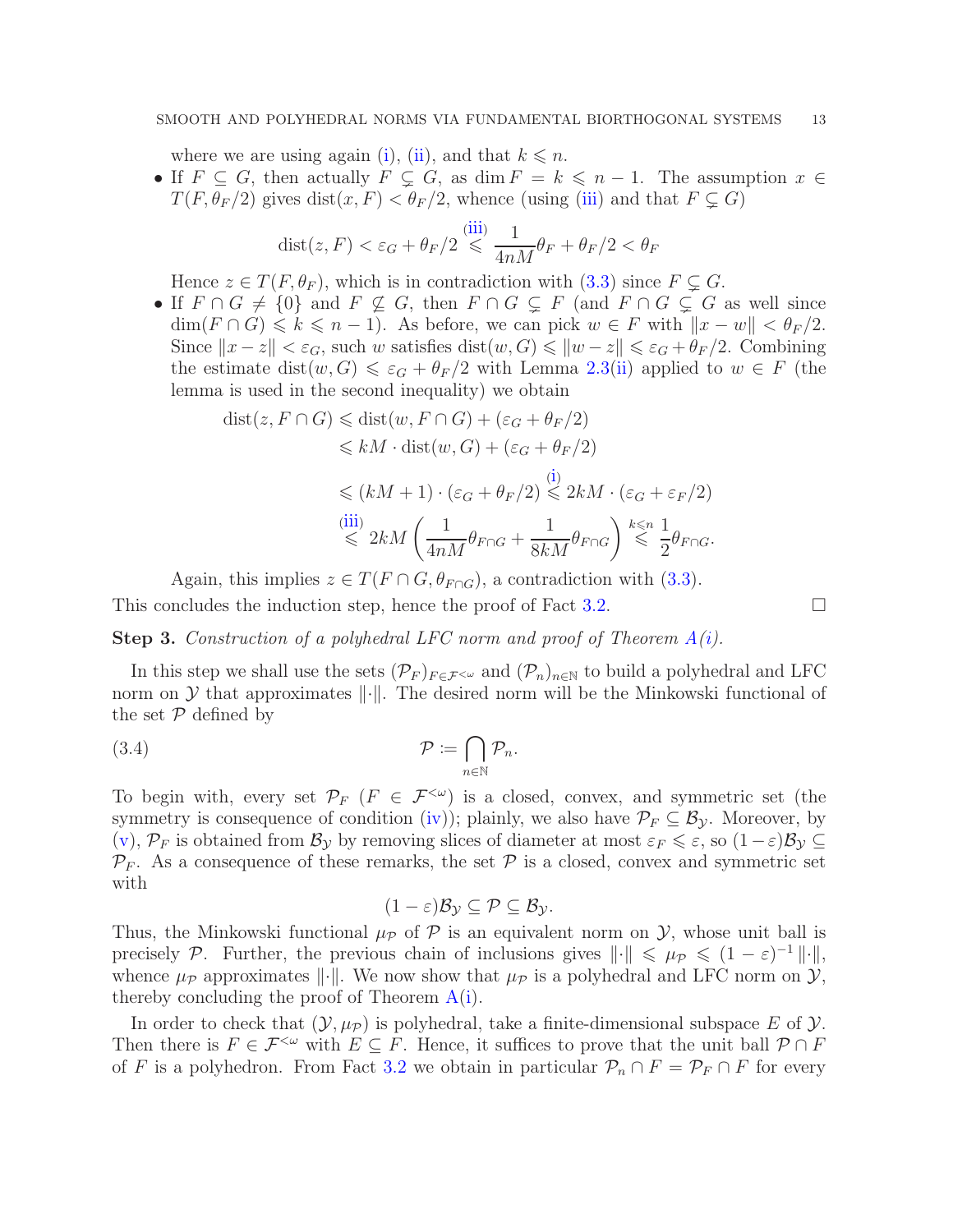where we are using again (i), (ii), and that $k \leqslant n$.

- If $F \subseteq G$, then actually $F \subsetneq G$, as $\dim F = k \leqslant n-1$. The assumption $x \in T(F, \theta_F/2)$ gives $\mathrm{dist}(x, F) < \theta_F/2$, whence (using (iii) and that $F \subsetneq G$)

$$\mathrm{dist}(z, F) < \varepsilon_G + \theta_F/2 \overset{\text{(iii)}}{\leqslant} \frac{1}{4nM}\theta_F + \theta_F/2 < \theta_F$$

Hence $z \in T(F, \theta_F)$, which is in contradiction with (3.3) since $F \subsetneq G$.

- If $F \cap G \neq \{0\}$ and $F \not\subseteq G$, then $F \cap G \subsetneq F$ (and $F \cap G \subsetneq G$ as well since $\dim(F \cap G) \leqslant k \leqslant n-1$). As before, we can pick $w \in F$ with $\|x - w\| < \theta_F/2$. Since $\|x - z\| < \varepsilon_G$, such $w$ satisfies $\mathrm{dist}(w, G) \leqslant \|w - z\| \leqslant \varepsilon_G + \theta_F/2$. Combining the estimate $\mathrm{dist}(w, G) \leqslant \varepsilon_G + \theta_F/2$ with Lemma 2.3(ii) applied to $w \in F$ (the lemma is used in the second inequality) we obtain

$$\begin{aligned}
\mathrm{dist}(z, F \cap G) &\leqslant \mathrm{dist}(w, F \cap G) + (\varepsilon_G + \theta_F/2) \\
&\leqslant kM \cdot \mathrm{dist}(w, G) + (\varepsilon_G + \theta_F/2) \\
&\leqslant (kM + 1) \cdot (\varepsilon_G + \theta_F/2) \overset{\text{(i)}}{\leqslant} 2kM \cdot (\varepsilon_G + \varepsilon_F/2) \\
&\overset{\text{(iii)}}{\leqslant} 2kM \left( \frac{1}{4nM}\theta_{F \cap G} + \frac{1}{8kM}\theta_{F \cap G} \right) \overset{k \leqslant n}{\leqslant} \frac{1}{2}\theta_{F \cap G}.
\end{aligned}$$

Again, this implies $z \in T(F \cap G, \theta_{F \cap G})$, a contradiction with (3.3).

This concludes the induction step, hence the proof of Fact 3.2. □

**Step 3.** *Construction of a polyhedral LFC norm and proof of Theorem A(i).*

In this step we shall use the sets $(\mathcal{P}_F)_{F \in \mathcal{F}^{<\omega}}$ and $(\mathcal{P}_n)_{n \in \mathbb{N}}$ to build a polyhedral and LFC norm on $\mathcal{Y}$ that approximates $\|\cdot\|$. The desired norm will be the Minkowski functional of the set $\mathcal{P}$ defined by

$$\mathcal{P} := \bigcap_{n \in \mathbb{N}} \mathcal{P}_n. \tag{3.4}$$

To begin with, every set $\mathcal{P}_F$ ($F \in \mathcal{F}^{<\omega}$) is a closed, convex, and symmetric set (the symmetry is consequence of condition (iv)); plainly, we also have $\mathcal{P}_F \subseteq \mathcal{B}_{\mathcal{Y}}$. Moreover, by (v), $\mathcal{P}_F$ is obtained from $\mathcal{B}_{\mathcal{Y}}$ by removing slices of diameter at most $\varepsilon_F \leqslant \varepsilon$, so $(1-\varepsilon)\mathcal{B}_{\mathcal{Y}} \subseteq \mathcal{P}_F$. As a consequence of these remarks, the set $\mathcal{P}$ is a closed, convex and symmetric set with

$$(1-\varepsilon)\mathcal{B}_{\mathcal{Y}} \subseteq \mathcal{P} \subseteq \mathcal{B}_{\mathcal{Y}}.$$

Thus, the Minkowski functional $\mu_{\mathcal{P}}$ of $\mathcal{P}$ is an equivalent norm on $\mathcal{Y}$, whose unit ball is precisely $\mathcal{P}$. Further, the previous chain of inclusions gives $\|\cdot\| \leqslant \mu_{\mathcal{P}} \leqslant (1-\varepsilon)^{-1}\|\cdot\|$, whence $\mu_{\mathcal{P}}$ approximates $\|\cdot\|$. We now show that $\mu_{\mathcal{P}}$ is a polyhedral and LFC norm on $\mathcal{Y}$, thereby concluding the proof of Theorem A(i).

In order to check that $(\mathcal{Y}, \mu_{\mathcal{P}})$ is polyhedral, take a finite-dimensional subspace $E$ of $\mathcal{Y}$. Then there is $F \in \mathcal{F}^{<\omega}$ with $E \subseteq F$. Hence, it suffices to prove that the unit ball $\mathcal{P} \cap F$ of $F$ is a polyhedron. From Fact 3.2 we obtain in particular $\mathcal{P}_n \cap F = \mathcal{P}_F \cap F$ for every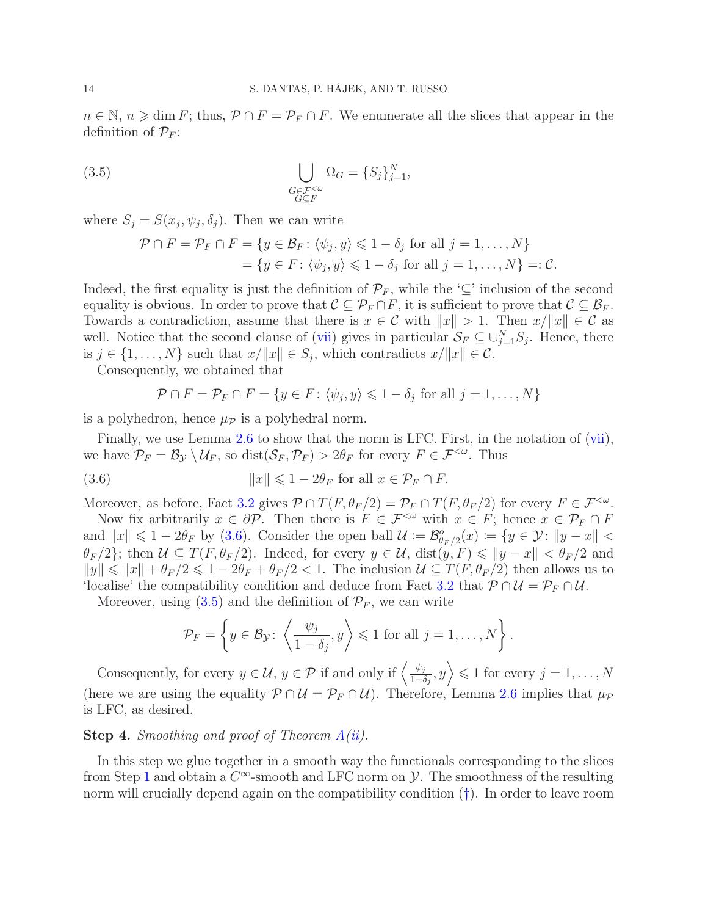$n \in \mathbb{N}$, $n \geqslant \dim F$; thus, $\mathcal{P} \cap F = \mathcal{P}_F \cap F$. We enumerate all the slices that appear in the definition of $\mathcal{P}_F$:

$$\bigcup_{\substack{G \in \mathcal{F}^{<\omega} \\ G \subseteq F}} \Omega_G = \{S_j\}_{j=1}^N, \tag{3.5}$$

where $S_j = S(x_j, \psi_j, \delta_j)$. Then we can write

$$\begin{aligned}
\mathcal{P} \cap F = \mathcal{P}_F \cap F &= \{y \in \mathcal{B}_F \colon \langle \psi_j, y \rangle \leqslant 1 - \delta_j \text{ for all } j = 1, \ldots, N\} \\
&= \{y \in F \colon \langle \psi_j, y \rangle \leqslant 1 - \delta_j \text{ for all } j = 1, \ldots, N\} =: \mathcal{C}.
\end{aligned}$$

Indeed, the first equality is just the definition of $\mathcal{P}_F$, while the '$\subseteq$' inclusion of the second equality is obvious. In order to prove that $\mathcal{C} \subseteq \mathcal{P}_F \cap F$, it is sufficient to prove that $\mathcal{C} \subseteq \mathcal{B}_F$. Towards a contradiction, assume that there is $x \in \mathcal{C}$ with $\|x\| > 1$. Then $x/\|x\| \in \mathcal{C}$ as well. Notice that the second clause of (vii) gives in particular $\mathcal{S}_F \subseteq \cup_{j=1}^N S_j$. Hence, there is $j \in \{1, \ldots, N\}$ such that $x/\|x\| \in S_j$, which contradicts $x/\|x\| \in \mathcal{C}$.

Consequently, we obtained that

$$\mathcal{P} \cap F = \mathcal{P}_F \cap F = \{y \in F \colon \langle \psi_j, y \rangle \leqslant 1 - \delta_j \text{ for all } j = 1, \ldots, N\}$$

is a polyhedron, hence $\mu_{\mathcal{P}}$ is a polyhedral norm.

Finally, we use Lemma 2.6 to show that the norm is LFC. First, in the notation of (vii), we have $\mathcal{P}_F = \mathcal{B}_{\mathcal{Y}} \setminus \mathcal{U}_F$, so $\operatorname{dist}(\mathcal{S}_F, \mathcal{P}_F) > 2\theta_F$ for every $F \in \mathcal{F}^{<\omega}$. Thus

$$\|x\| \leqslant 1 - 2\theta_F \text{ for all } x \in \mathcal{P}_F \cap F. \tag{3.6}$$

Moreover, as before, Fact 3.2 gives $\mathcal{P} \cap T(F, \theta_F/2) = \mathcal{P}_F \cap T(F, \theta_F/2)$ for every $F \in \mathcal{F}^{<\omega}$.

Now fix arbitrarily $x \in \partial\mathcal{P}$. Then there is $F \in \mathcal{F}^{<\omega}$ with $x \in F$; hence $x \in \mathcal{P}_F \cap F$ and $\|x\| \leqslant 1 - 2\theta_F$ by (3.6). Consider the open ball $\mathcal{U} := \mathcal{B}^o_{\theta_F/2}(x) := \{y \in \mathcal{Y} \colon \|y - x\| < \theta_F/2\}$; then $\mathcal{U} \subseteq T(F, \theta_F/2)$. Indeed, for every $y \in \mathcal{U}$, $\operatorname{dist}(y, F) \leqslant \|y - x\| < \theta_F/2$ and $\|y\| \leqslant \|x\| + \theta_F/2 \leqslant 1 - 2\theta_F + \theta_F/2 < 1$. The inclusion $\mathcal{U} \subseteq T(F, \theta_F/2)$ then allows us to 'localise' the compatibility condition and deduce from Fact 3.2 that $\mathcal{P} \cap \mathcal{U} = \mathcal{P}_F \cap \mathcal{U}$.

Moreover, using (3.5) and the definition of $\mathcal{P}_F$, we can write

$$\mathcal{P}_F = \left\{ y \in \mathcal{B}_{\mathcal{Y}} \colon \left\langle \frac{\psi_j}{1 - \delta_j}, y \right\rangle \leqslant 1 \text{ for all } j = 1, \ldots, N \right\}.$$

Consequently, for every $y \in \mathcal{U}$, $y \in \mathcal{P}$ if and only if $\left\langle \frac{\psi_j}{1-\delta_j}, y \right\rangle \leqslant 1$ for every $j = 1, \ldots, N$ (here we are using the equality $\mathcal{P} \cap \mathcal{U} = \mathcal{P}_F \cap \mathcal{U}$). Therefore, Lemma 2.6 implies that $\mu_{\mathcal{P}}$ is LFC, as desired.

**Step 4.** *Smoothing and proof of Theorem A(ii).*

In this step we glue together in a smooth way the functionals corresponding to the slices from Step 1 and obtain a $C^\infty$-smooth and LFC norm on $\mathcal{Y}$. The smoothness of the resulting norm will crucially depend again on the compatibility condition (†). In order to leave room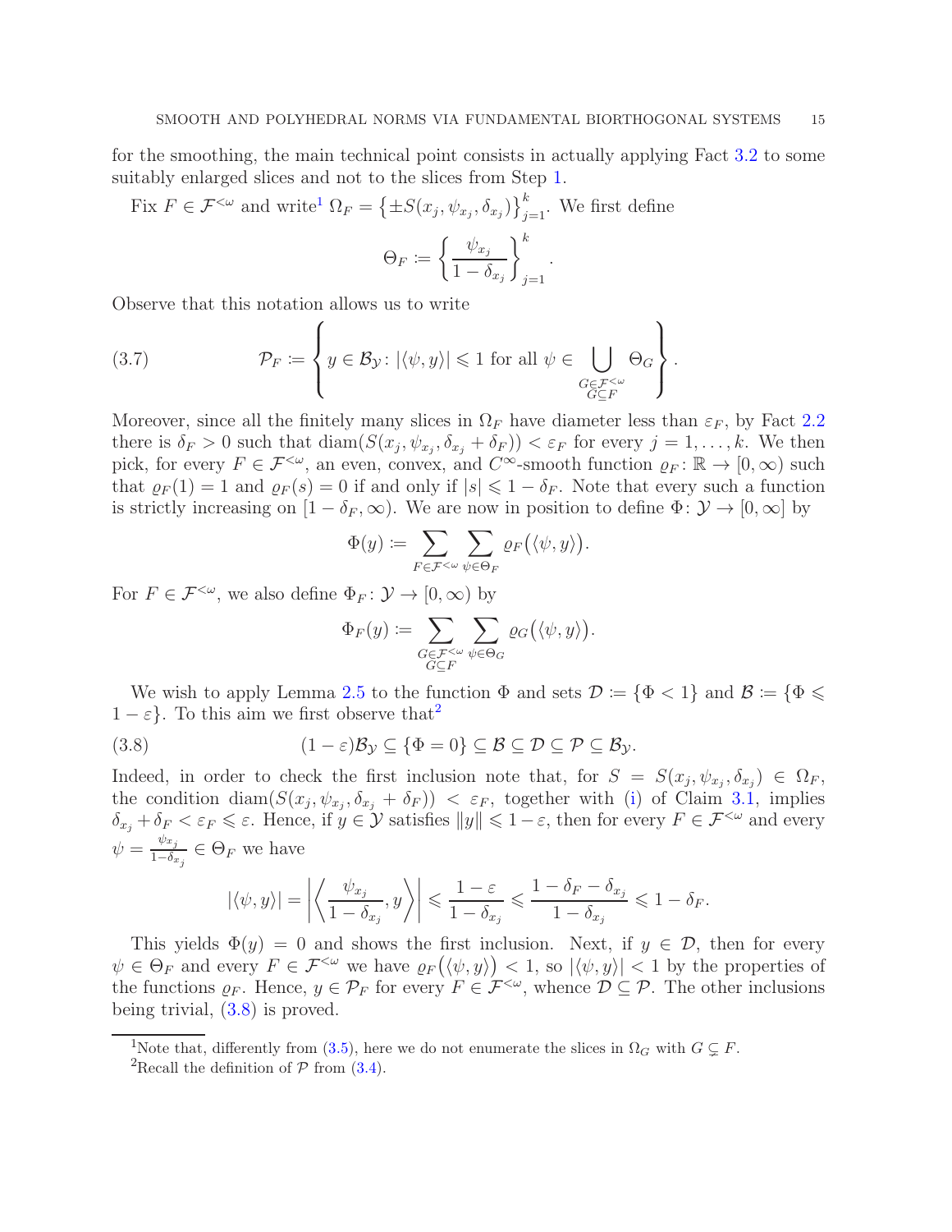for the smoothing, the main technical point consists in actually applying Fact 3.2 to some suitably enlarged slices and not to the slices from Step 1.

Fix $F \in \mathcal{F}^{<\omega}$ and write[1] $\Omega_F = \left\{\pm S(x_j, \psi_{x_j}, \delta_{x_j})\right\}_{j=1}^k$. We first define

$$\Theta_F \coloneqq \left\{\frac{\psi_{x_j}}{1-\delta_{x_j}}\right\}_{j=1}^k.$$

Observe that this notation allows us to write

$$\mathcal{P}_F \coloneqq \left\{ y \in \mathcal{B}_{\mathcal{Y}} \colon |\langle \psi, y\rangle| \leqslant 1 \text{ for all } \psi \in \bigcup_{\substack{G\in\mathcal{F}^{<\omega}\\ G\subseteq F}} \Theta_G \right\}. \tag{3.7}$$

Moreover, since all the finitely many slices in $\Omega_F$ have diameter less than $\varepsilon_F$, by Fact 2.2 there is $\delta_F > 0$ such that $\operatorname{diam}(S(x_j, \psi_{x_j}, \delta_{x_j} + \delta_F)) < \varepsilon_F$ for every $j = 1, \ldots, k$. We then pick, for every $F \in \mathcal{F}^{<\omega}$, an even, convex, and $C^\infty$-smooth function $\varrho_F \colon \mathbb{R} \to [0, \infty)$ such that $\varrho_F(1) = 1$ and $\varrho_F(s) = 0$ if and only if $|s| \leqslant 1 - \delta_F$. Note that every such a function is strictly increasing on $[1 - \delta_F, \infty)$. We are now in position to define $\Phi \colon \mathcal{Y} \to [0, \infty]$ by

$$\Phi(y) \coloneqq \sum_{F\in\mathcal{F}^{<\omega}} \sum_{\psi\in\Theta_F} \varrho_F\big(\langle \psi, y\rangle\big).$$

For $F \in \mathcal{F}^{<\omega}$, we also define $\Phi_F \colon \mathcal{Y} \to [0, \infty)$ by

$$\Phi_F(y) \coloneqq \sum_{\substack{G\in\mathcal{F}^{<\omega}\\ G\subseteq F}} \sum_{\psi\in\Theta_G} \varrho_G\big(\langle \psi, y\rangle\big).$$

We wish to apply Lemma 2.5 to the function $\Phi$ and sets $\mathcal{D} \coloneqq \{\Phi < 1\}$ and $\mathcal{B} \coloneqq \{\Phi \leqslant 1 - \varepsilon\}$. To this aim we first observe that[2]

$$(1-\varepsilon)\mathcal{B}_{\mathcal{Y}} \subseteq \{\Phi = 0\} \subseteq \mathcal{B} \subseteq \mathcal{D} \subseteq \mathcal{P} \subseteq \mathcal{B}_{\mathcal{Y}}. \tag{3.8}$$

Indeed, in order to check the first inclusion note that, for $S = S(x_j, \psi_{x_j}, \delta_{x_j}) \in \Omega_F$, the condition $\operatorname{diam}(S(x_j, \psi_{x_j}, \delta_{x_j} + \delta_F)) < \varepsilon_F$, together with (i) of Claim 3.1, implies $\delta_{x_j} + \delta_F < \varepsilon_F \leqslant \varepsilon$. Hence, if $y \in \mathcal{Y}$ satisfies $\|y\| \leqslant 1 - \varepsilon$, then for every $F \in \mathcal{F}^{<\omega}$ and every $\psi = \frac{\psi_{x_j}}{1-\delta_{x_j}} \in \Theta_F$ we have

$$|\langle \psi, y\rangle| = \left|\left\langle \frac{\psi_{x_j}}{1-\delta_{x_j}}, y\right\rangle\right| \leqslant \frac{1-\varepsilon}{1-\delta_{x_j}} \leqslant \frac{1-\delta_F-\delta_{x_j}}{1-\delta_{x_j}} \leqslant 1 - \delta_F.$$

This yields $\Phi(y) = 0$ and shows the first inclusion. Next, if $y \in \mathcal{D}$, then for every $\psi \in \Theta_F$ and every $F \in \mathcal{F}^{<\omega}$ we have $\varrho_F\big(\langle\psi, y\rangle\big) < 1$, so $|\langle \psi, y\rangle| < 1$ by the properties of the functions $\varrho_F$. Hence, $y \in \mathcal{P}_F$ for every $F \in \mathcal{F}^{<\omega}$, whence $\mathcal{D} \subseteq \mathcal{P}$. The other inclusions being trivial, (3.8) is proved.

---

[1] Note that, differently from (3.5), here we do not enumerate the slices in $\Omega_G$ with $G \subsetneq F$.

[2] Recall the definition of $\mathcal{P}$ from (3.4).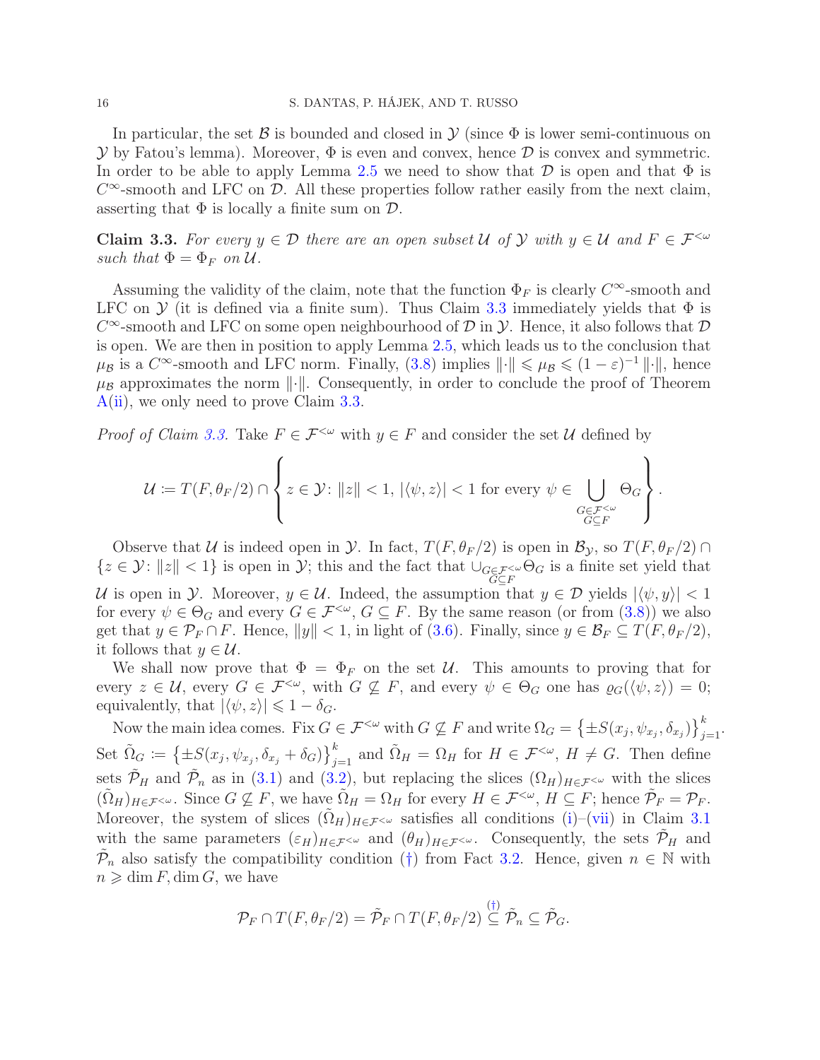In particular, the set $\mathcal{B}$ is bounded and closed in $\mathcal{Y}$ (since $\Phi$ is lower semi-continuous on $\mathcal{Y}$ by Fatou's lemma). Moreover, $\Phi$ is even and convex, hence $\mathcal{D}$ is convex and symmetric. In order to be able to apply Lemma 2.5 we need to show that $\mathcal{D}$ is open and that $\Phi$ is $C^\infty$-smooth and LFC on $\mathcal{D}$. All these properties follow rather easily from the next claim, asserting that $\Phi$ is locally a finite sum on $\mathcal{D}$.

**Claim 3.3.** *For every $y \in \mathcal{D}$ there are an open subset $\mathcal{U}$ of $\mathcal{Y}$ with $y \in \mathcal{U}$ and $F \in \mathcal{F}^{<\omega}$ such that $\Phi = \Phi_F$ on $\mathcal{U}$.*

Assuming the validity of the claim, note that the function $\Phi_F$ is clearly $C^\infty$-smooth and LFC on $\mathcal{Y}$ (it is defined via a finite sum). Thus Claim 3.3 immediately yields that $\Phi$ is $C^\infty$-smooth and LFC on some open neighbourhood of $\mathcal{D}$ in $\mathcal{Y}$. Hence, it also follows that $\mathcal{D}$ is open. We are then in position to apply Lemma 2.5, which leads us to the conclusion that $\mu_{\mathcal{B}}$ is a $C^\infty$-smooth and LFC norm. Finally, (3.8) implies $\|\cdot\| \leqslant \mu_{\mathcal{B}} \leqslant (1-\varepsilon)^{-1}\|\cdot\|$, hence $\mu_{\mathcal{B}}$ approximates the norm $\|\cdot\|$. Consequently, in order to conclude the proof of Theorem A(ii), we only need to prove Claim 3.3.

*Proof of Claim 3.3.* Take $F \in \mathcal{F}^{<\omega}$ with $y \in F$ and consider the set $\mathcal{U}$ defined by

$$\mathcal{U} := T(F, \theta_F/2) \cap \left\{ z \in \mathcal{Y} \colon \|z\| < 1,\ |\langle \psi, z\rangle| < 1 \text{ for every } \psi \in \bigcup_{\substack{G \in \mathcal{F}^{<\omega} \\ G \subseteq F}} \Theta_G \right\}.$$

Observe that $\mathcal{U}$ is indeed open in $\mathcal{Y}$. In fact, $T(F, \theta_F/2)$ is open in $\mathcal{B}_{\mathcal{Y}}$, so $T(F, \theta_F/2) \cap \{z \in \mathcal{Y} \colon \|z\| < 1\}$ is open in $\mathcal{Y}$; this and the fact that $\cup_{G \in \mathcal{F}^{<\omega}, G \subseteq F} \Theta_G$ is a finite set yield that $\mathcal{U}$ is open in $\mathcal{Y}$. Moreover, $y \in \mathcal{U}$. Indeed, the assumption that $y \in \mathcal{D}$ yields $|\langle \psi, y\rangle| < 1$ for every $\psi \in \Theta_G$ and every $G \in \mathcal{F}^{<\omega}$, $G \subseteq F$. By the same reason (or from (3.8)) we also get that $y \in \mathcal{P}_F \cap F$. Hence, $\|y\| < 1$, in light of (3.6). Finally, since $y \in \mathcal{B}_F \subseteq T(F, \theta_F/2)$, it follows that $y \in \mathcal{U}$.

We shall now prove that $\Phi = \Phi_F$ on the set $\mathcal{U}$. This amounts to proving that for every $z \in \mathcal{U}$, every $G \in \mathcal{F}^{<\omega}$, with $G \not\subseteq F$, and every $\psi \in \Theta_G$ one has $\varrho_G(\langle \psi, z\rangle) = 0$; equivalently, that $|\langle \psi, z\rangle| \leqslant 1 - \delta_G$.

Now the main idea comes. Fix $G \in \mathcal{F}^{<\omega}$ with $G \not\subseteq F$ and write $\Omega_G = \left\{\pm S(x_j, \psi_{x_j}, \delta_{x_j})\right\}_{j=1}^k$. Set $\tilde{\Omega}_G := \left\{\pm S(x_j, \psi_{x_j}, \delta_{x_j} + \delta_G)\right\}_{j=1}^k$ and $\tilde{\Omega}_H = \Omega_H$ for $H \in \mathcal{F}^{<\omega}$, $H \neq G$. Then define sets $\tilde{\mathcal{P}}_H$ and $\tilde{\mathcal{P}}_n$ as in (3.1) and (3.2), but replacing the slices $(\Omega_H)_{H \in \mathcal{F}^{<\omega}}$ with the slices $(\tilde{\Omega}_H)_{H \in \mathcal{F}^{<\omega}}$. Since $G \not\subseteq F$, we have $\tilde{\Omega}_H = \Omega_H$ for every $H \in \mathcal{F}^{<\omega}$, $H \subseteq F$; hence $\tilde{\mathcal{P}}_F = \mathcal{P}_F$. Moreover, the system of slices $(\tilde{\Omega}_H)_{H \in \mathcal{F}^{<\omega}}$ satisfies all conditions (i)–(vii) in Claim 3.1 with the same parameters $(\varepsilon_H)_{H \in \mathcal{F}^{<\omega}}$ and $(\theta_H)_{H \in \mathcal{F}^{<\omega}}$. Consequently, the sets $\tilde{\mathcal{P}}_H$ and $\tilde{\mathcal{P}}_n$ also satisfy the compatibility condition (†) from Fact 3.2. Hence, given $n \in \mathbb{N}$ with $n \geqslant \dim F, \dim G$, we have

$$\mathcal{P}_F \cap T(F, \theta_F/2) = \tilde{\mathcal{P}}_F \cap T(F, \theta_F/2) \overset{(\dagger)}{\subseteq} \tilde{\mathcal{P}}_n \subseteq \tilde{\mathcal{P}}_G.$$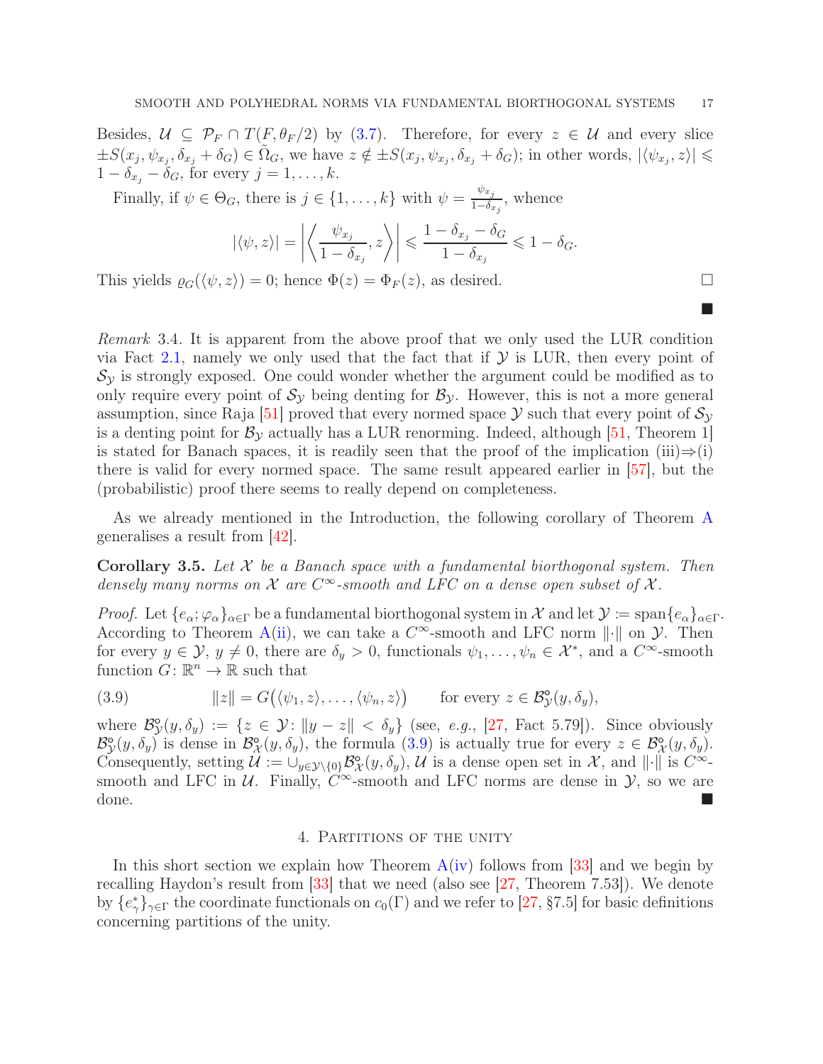Besides, $\mathcal{U} \subseteq \mathcal{P}_F \cap T(F, \theta_F/2)$ by (3.7). Therefore, for every $z \in \mathcal{U}$ and every slice $\pm S(x_j, \psi_{x_j}, \delta_{x_j} + \delta_G) \in \tilde{\Omega}_G$, we have $z \notin \pm S(x_j, \psi_{x_j}, \delta_{x_j} + \delta_G)$; in other words, $|\langle \psi_{x_j}, z\rangle| \leqslant 1 - \delta_{x_j} - \delta_G$, for every $j = 1, \ldots, k$.

Finally, if $\psi \in \Theta_G$, there is $j \in \{1, \ldots, k\}$ with $\psi = \frac{\psi_{x_j}}{1-\delta_{x_j}}$, whence

$$|\langle \psi, z\rangle| = \left| \left\langle \frac{\psi_{x_j}}{1-\delta_{x_j}}, z \right\rangle \right| \leqslant \frac{1 - \delta_{x_j} - \delta_G}{1 - \delta_{x_j}} \leqslant 1 - \delta_G.$$

This yields $\varrho_G(\langle \psi, z\rangle) = 0$; hence $\Phi(z) = \Phi_F(z)$, as desired. □

■

*Remark* 3.4. It is apparent from the above proof that we only used the LUR condition via Fact 2.1, namely we only used that the fact that if $\mathcal{Y}$ is LUR, then every point of $\mathcal{S}_\mathcal{Y}$ is strongly exposed. One could wonder whether the argument could be modified as to only require every point of $\mathcal{S}_\mathcal{Y}$ being denting for $\mathcal{B}_\mathcal{Y}$. However, this is not a more general assumption, since Raja [51] proved that every normed space $\mathcal{Y}$ such that every point of $\mathcal{S}_\mathcal{Y}$ is a denting point for $\mathcal{B}_\mathcal{Y}$ actually has a LUR renorming. Indeed, although [51, Theorem 1] is stated for Banach spaces, it is readily seen that the proof of the implication (iii)⇒(i) there is valid for every normed space. The same result appeared earlier in [57], but the (probabilistic) proof there seems to really depend on completeness.

As we already mentioned in the Introduction, the following corollary of Theorem A generalises a result from [42].

**Corollary 3.5.** *Let $\mathcal{X}$ be a Banach space with a fundamental biorthogonal system. Then densely many norms on $\mathcal{X}$ are $C^\infty$-smooth and LFC on a dense open subset of $\mathcal{X}$.*

*Proof.* Let $\{e_\alpha; \varphi_\alpha\}_{\alpha\in\Gamma}$ be a fundamental biorthogonal system in $\mathcal{X}$ and let $\mathcal{Y} \coloneqq \mathrm{span}\{e_\alpha\}_{\alpha\in\Gamma}$. According to Theorem A(ii), we can take a $C^\infty$-smooth and LFC norm $\|\cdot\|$ on $\mathcal{Y}$. Then for every $y \in \mathcal{Y}$, $y \neq 0$, there are $\delta_y > 0$, functionals $\psi_1, \ldots, \psi_n \in \mathcal{X}^*$, and a $C^\infty$-smooth function $G\colon \mathbb{R}^n \to \mathbb{R}$ such that

$$\|z\| = G\big(\langle \psi_1, z\rangle, \ldots, \langle \psi_n, z\rangle\big) \qquad \text{for every } z \in \mathcal{B}^\circ_\mathcal{Y}(y, \delta_y), \tag{3.9}$$

where $\mathcal{B}^\circ_\mathcal{Y}(y, \delta_y) := \{z \in \mathcal{Y}\colon \|y - z\| < \delta_y\}$ (see, *e.g.*, [27, Fact 5.79]). Since obviously $\mathcal{B}^\circ_\mathcal{Y}(y, \delta_y)$ is dense in $\mathcal{B}^\circ_\mathcal{X}(y, \delta_y)$, the formula (3.9) is actually true for every $z \in \mathcal{B}^\circ_\mathcal{X}(y, \delta_y)$. Consequently, setting $\mathcal{U} := \cup_{y\in\mathcal{Y}\setminus\{0\}} \mathcal{B}^\circ_\mathcal{X}(y, \delta_y)$, $\mathcal{U}$ is a dense open set in $\mathcal{X}$, and $\|\cdot\|$ is $C^\infty$-smooth and LFC in $\mathcal{U}$. Finally, $C^\infty$-smooth and LFC norms are dense in $\mathcal{Y}$, so we are done. ■

## 4. Partitions of the unity

In this short section we explain how Theorem A(iv) follows from [33] and we begin by recalling Haydon's result from [33] that we need (also see [27, Theorem 7.53]). We denote by $\{e^*_\gamma\}_{\gamma\in\Gamma}$ the coordinate functionals on $c_0(\Gamma)$ and we refer to [27, §7.5] for basic definitions concerning partitions of the unity.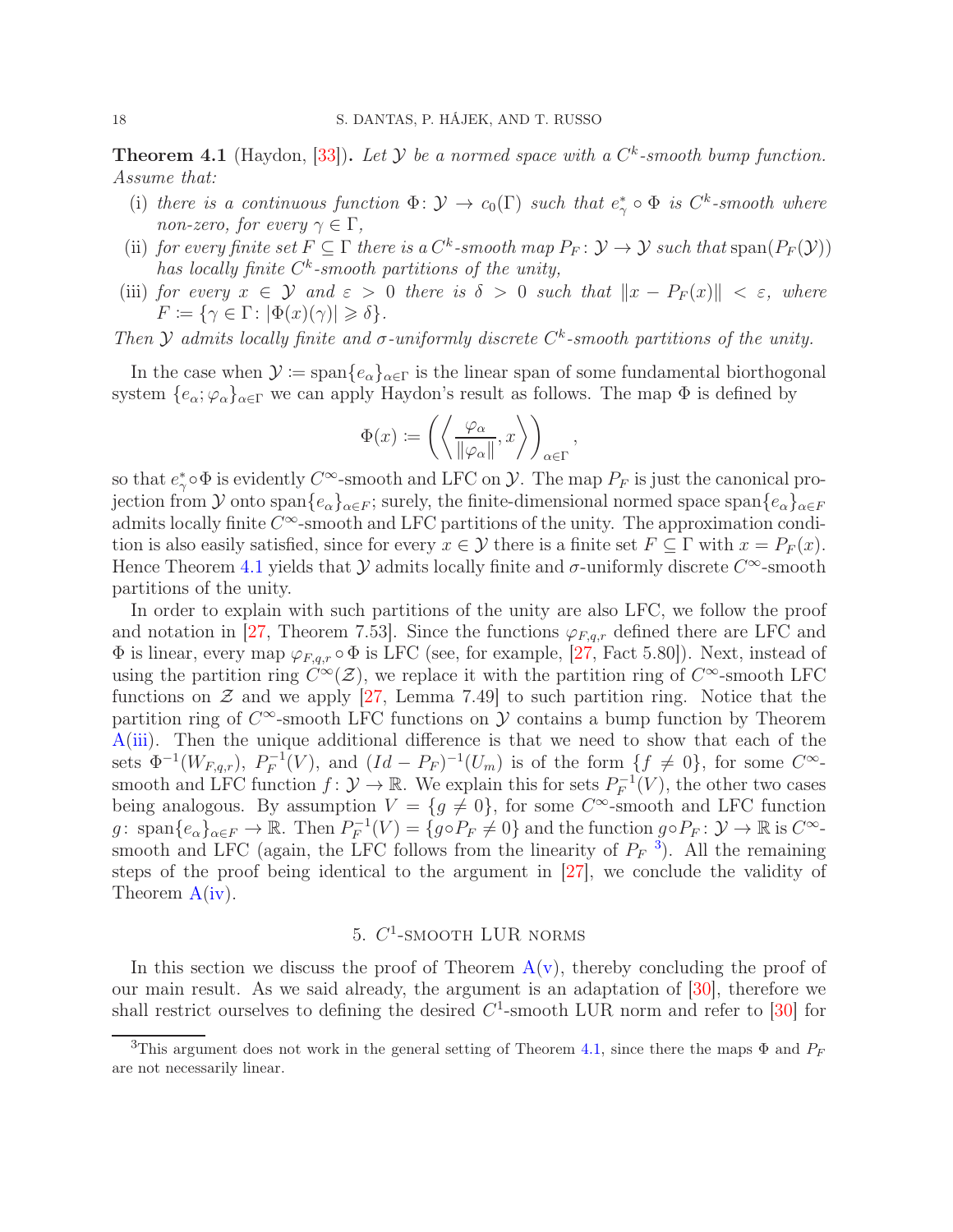**Theorem 4.1** (Haydon, [33]). *Let $\mathcal{Y}$ be a normed space with a $C^k$-smooth bump function. Assume that:*

- (i) *there is a continuous function $\Phi\colon \mathcal{Y} \to c_0(\Gamma)$ such that $e^*_\gamma \circ \Phi$ is $C^k$-smooth where non-zero, for every $\gamma \in \Gamma$,*
- (ii) *for every finite set $F \subseteq \Gamma$ there is a $C^k$-smooth map $P_F\colon \mathcal{Y} \to \mathcal{Y}$ such that $\operatorname{span}(P_F(\mathcal{Y}))$ has locally finite $C^k$-smooth partitions of the unity,*
- (iii) *for every $x \in \mathcal{Y}$ and $\varepsilon > 0$ there is $\delta > 0$ such that $\|x - P_F(x)\| < \varepsilon$, where $F \coloneqq \{\gamma \in \Gamma \colon |\Phi(x)(\gamma)| \geqslant \delta\}$.*

*Then $\mathcal{Y}$ admits locally finite and $\sigma$-uniformly discrete $C^k$-smooth partitions of the unity.*

In the case when $\mathcal{Y} \coloneqq \operatorname{span}\{e_\alpha\}_{\alpha\in\Gamma}$ is the linear span of some fundamental biorthogonal system $\{e_\alpha; \varphi_\alpha\}_{\alpha\in\Gamma}$ we can apply Haydon's result as follows. The map $\Phi$ is defined by

$$\Phi(x) \coloneqq \left( \left\langle \frac{\varphi_\alpha}{\|\varphi_\alpha\|}, x \right\rangle \right)_{\alpha\in\Gamma},$$

so that $e^*_\gamma \circ \Phi$ is evidently $C^\infty$-smooth and LFC on $\mathcal{Y}$. The map $P_F$ is just the canonical projection from $\mathcal{Y}$ onto $\operatorname{span}\{e_\alpha\}_{\alpha\in F}$; surely, the finite-dimensional normed space $\operatorname{span}\{e_\alpha\}_{\alpha\in F}$ admits locally finite $C^\infty$-smooth and LFC partitions of the unity. The approximation condition is also easily satisfied, since for every $x \in \mathcal{Y}$ there is a finite set $F \subseteq \Gamma$ with $x = P_F(x)$. Hence Theorem 4.1 yields that $\mathcal{Y}$ admits locally finite and $\sigma$-uniformly discrete $C^\infty$-smooth partitions of the unity.

In order to explain with such partitions of the unity are also LFC, we follow the proof and notation in [27, Theorem 7.53]. Since the functions $\varphi_{F,q,r}$ defined there are LFC and $\Phi$ is linear, every map $\varphi_{F,q,r} \circ \Phi$ is LFC (see, for example, [27, Fact 5.80]). Next, instead of using the partition ring $C^\infty(\mathcal{Z})$, we replace it with the partition ring of $C^\infty$-smooth LFC functions on $\mathcal{Z}$ and we apply [27, Lemma 7.49] to such partition ring. Notice that the partition ring of $C^\infty$-smooth LFC functions on $\mathcal{Y}$ contains a bump function by Theorem A(iii). Then the unique additional difference is that we need to show that each of the sets $\Phi^{-1}(W_{F,q,r})$, $P_F^{-1}(V)$, and $(Id - P_F)^{-1}(U_m)$ is of the form $\{f \neq 0\}$, for some $C^\infty$-smooth and LFC function $f\colon \mathcal{Y} \to \mathbb{R}$. We explain this for sets $P_F^{-1}(V)$, the other two cases being analogous. By assumption $V = \{g \neq 0\}$, for some $C^\infty$-smooth and LFC function $g\colon \operatorname{span}\{e_\alpha\}_{\alpha\in F} \to \mathbb{R}$. Then $P_F^{-1}(V) = \{g \circ P_F \neq 0\}$ and the function $g \circ P_F \colon \mathcal{Y} \to \mathbb{R}$ is $C^\infty$-smooth and LFC (again, the LFC follows from the linearity of $P_F$ [3]). All the remaining steps of the proof being identical to the argument in [27], we conclude the validity of Theorem A(iv).

## 5. $C^1$-smooth LUR norms

In this section we discuss the proof of Theorem A(v), thereby concluding the proof of our main result. As we said already, the argument is an adaptation of [30], therefore we shall restrict ourselves to defining the desired $C^1$-smooth LUR norm and refer to [30] for

[3] This argument does not work in the general setting of Theorem 4.1, since there the maps $\Phi$ and $P_F$ are not necessarily linear.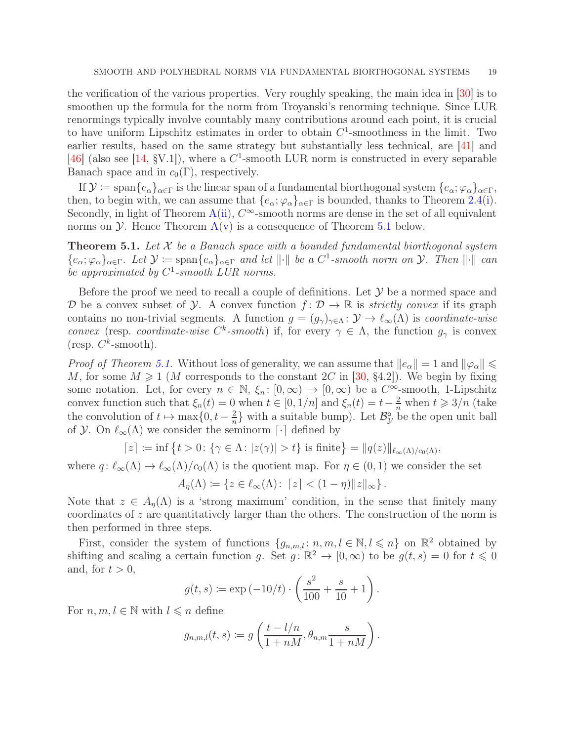the verification of the various properties. Very roughly speaking, the main idea in [30] is to smoothen up the formula for the norm from Troyanski's renorming technique. Since LUR renormings typically involve countably many contributions around each point, it is crucial to have uniform Lipschitz estimates in order to obtain $C^1$-smoothness in the limit. Two earlier results, based on the same strategy but substantially less technical, are [41] and [46] (also see [14, §V.1]), where a $C^1$-smooth LUR norm is constructed in every separable Banach space and in $c_0(\Gamma)$, respectively.

If $\mathcal{Y} \coloneqq \operatorname{span}\{e_\alpha\}_{\alpha\in\Gamma}$ is the linear span of a fundamental biorthogonal system $\{e_\alpha;\varphi_\alpha\}_{\alpha\in\Gamma}$, then, to begin with, we can assume that $\{e_\alpha;\varphi_\alpha\}_{\alpha\in\Gamma}$ is bounded, thanks to Theorem 2.4(i). Secondly, in light of Theorem A(ii), $C^\infty$-smooth norms are dense in the set of all equivalent norms on $\mathcal{Y}$. Hence Theorem A(v) is a consequence of Theorem 5.1 below.

**Theorem 5.1.** *Let $\mathcal{X}$ be a Banach space with a bounded fundamental biorthogonal system $\{e_\alpha;\varphi_\alpha\}_{\alpha\in\Gamma}$. Let $\mathcal{Y} \coloneqq \operatorname{span}\{e_\alpha\}_{\alpha\in\Gamma}$ and let $\|\cdot\|$ be a $C^1$-smooth norm on $\mathcal{Y}$. Then $\|\cdot\|$ can be approximated by $C^1$-smooth LUR norms.*

Before the proof we need to recall a couple of definitions. Let $\mathcal{Y}$ be a normed space and $\mathcal{D}$ be a convex subset of $\mathcal{Y}$. A convex function $f\colon \mathcal{D}\to\mathbb{R}$ is *strictly convex* if its graph contains no non-trivial segments. A function $g=(g_\gamma)_{\gamma\in\Lambda}\colon \mathcal{Y}\to\ell_\infty(\Lambda)$ is *coordinate-wise convex* (resp. *coordinate-wise $C^k$-smooth*) if, for every $\gamma\in\Lambda$, the function $g_\gamma$ is convex (resp. $C^k$-smooth).

*Proof of Theorem 5.1.* Without loss of generality, we can assume that $\|e_\alpha\|=1$ and $\|\varphi_\alpha\|\leqslant M$, for some $M\geqslant 1$ ($M$ corresponds to the constant $2C$ in [30, §4.2]). We begin by fixing some notation. Let, for every $n\in\mathbb{N}$, $\xi_n\colon[0,\infty)\to[0,\infty)$ be a $C^\infty$-smooth, 1-Lipschitz convex function such that $\xi_n(t)=0$ when $t\in[0,1/n]$ and $\xi_n(t)=t-\frac{2}{n}$ when $t\geqslant 3/n$ (take the convolution of $t\mapsto\max\{0,t-\frac{2}{n}\}$ with a suitable bump). Let $\mathcal{B}_{\mathcal{Y}}^{\circ}$ be the open unit ball of $\mathcal{Y}$. On $\ell_\infty(\Lambda)$ we consider the seminorm $\lceil\cdot\rceil$ defined by

$$\lceil z\rceil \coloneqq \inf\left\{t>0\colon \{\gamma\in\Lambda\colon |z(\gamma)|>t\}\text{ is finite}\right\} = \|q(z)\|_{\ell_\infty(\Lambda)/c_0(\Lambda)},$$

where $q\colon\ell_\infty(\Lambda)\to\ell_\infty(\Lambda)/c_0(\Lambda)$ is the quotient map. For $\eta\in(0,1)$ we consider the set

$$A_\eta(\Lambda)\coloneqq\left\{z\in\ell_\infty(\Lambda)\colon \lceil z\rceil<(1-\eta)\|z\|_\infty\right\}.$$

Note that $z\in A_\eta(\Lambda)$ is a 'strong maximum' condition, in the sense that finitely many coordinates of $z$ are quantitatively larger than the others. The construction of the norm is then performed in three steps.

First, consider the system of functions $\{g_{n,m,l}\colon n,m,l\in\mathbb{N}, l\leqslant n\}$ on $\mathbb{R}^2$ obtained by shifting and scaling a certain function $g$. Set $g\colon\mathbb{R}^2\to[0,\infty)$ to be $g(t,s)=0$ for $t\leqslant 0$ and, for $t>0$,

$$g(t,s)\coloneqq\exp\left(-10/t\right)\cdot\left(\frac{s^2}{100}+\frac{s}{10}+1\right).$$

For $n,m,l\in\mathbb{N}$ with $l\leqslant n$ define

$$g_{n,m,l}(t,s)\coloneqq g\left(\frac{t-l/n}{1+nM},\theta_{n,m}\frac{s}{1+nM}\right).$$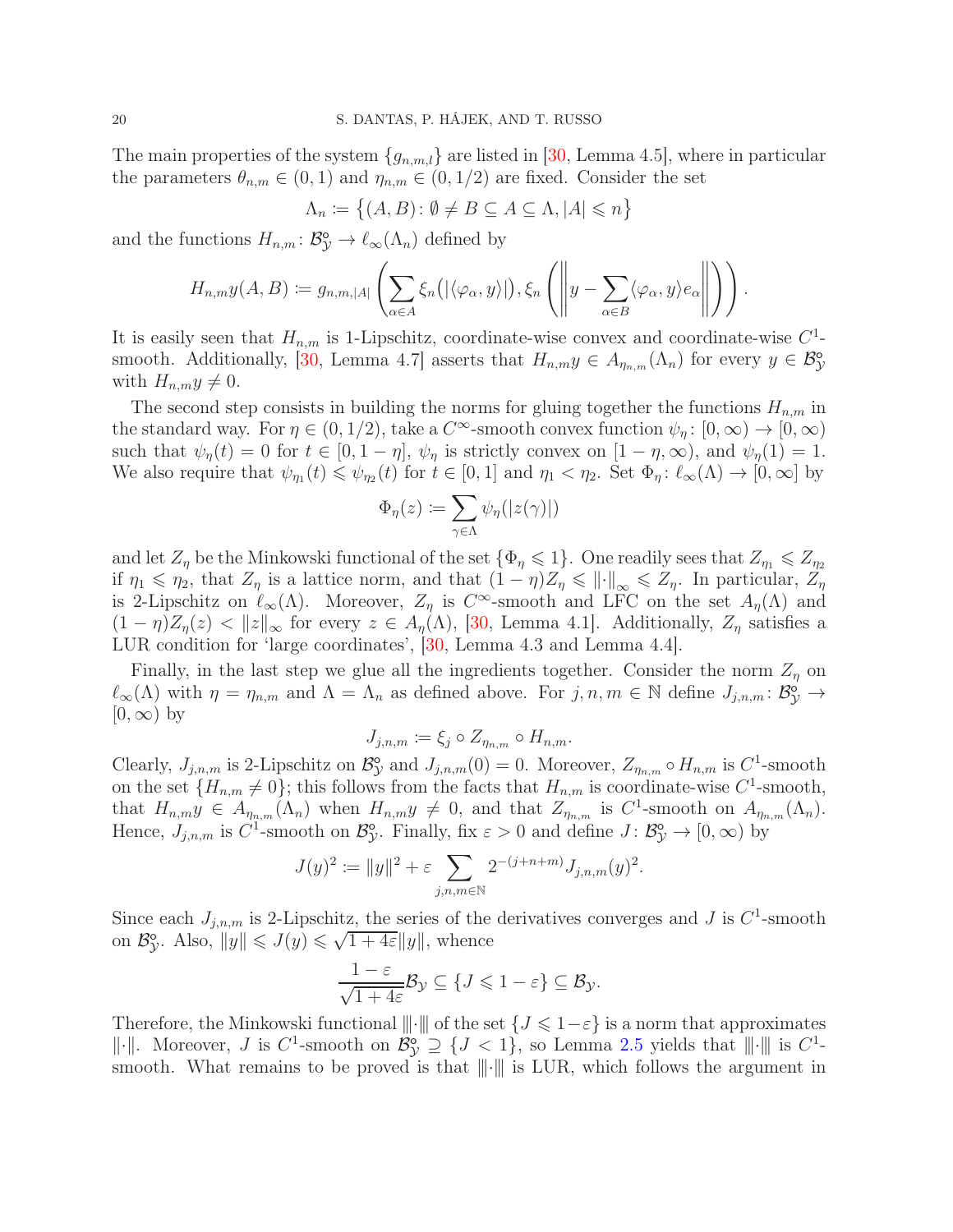The main properties of the system $\{g_{n,m,l}\}$ are listed in [30, Lemma 4.5], where in particular the parameters $\theta_{n,m} \in (0,1)$ and $\eta_{n,m} \in (0,1/2)$ are fixed. Consider the set

$$\Lambda_n \coloneqq \big\{(A,B)\colon \emptyset \neq B \subseteq A \subseteq \Lambda, |A| \leqslant n\big\}$$

and the functions $H_{n,m}\colon \mathcal{B}^{\circ}_{\mathcal{Y}} \to \ell_\infty(\Lambda_n)$ defined by

$$H_{n,m}y(A,B) \coloneqq g_{n,m,|A|}\left(\sum_{\alpha\in A} \xi_n\big(|\langle\varphi_\alpha, y\rangle|\big), \xi_n\left(\left\|y - \sum_{\alpha\in B}\langle\varphi_\alpha, y\rangle e_\alpha\right\|\right)\right).$$

It is easily seen that $H_{n,m}$ is 1-Lipschitz, coordinate-wise convex and coordinate-wise $C^1$-smooth. Additionally, [30, Lemma 4.7] asserts that $H_{n,m}y \in A_{\eta_{n,m}}(\Lambda_n)$ for every $y \in \mathcal{B}^{\circ}_{\mathcal{Y}}$ with $H_{n,m}y \neq 0$.

The second step consists in building the norms for gluing together the functions $H_{n,m}$ in the standard way. For $\eta \in (0,1/2)$, take a $C^\infty$-smooth convex function $\psi_\eta\colon [0,\infty) \to [0,\infty)$ such that $\psi_\eta(t) = 0$ for $t \in [0, 1-\eta]$, $\psi_\eta$ is strictly convex on $[1-\eta,\infty)$, and $\psi_\eta(1) = 1$. We also require that $\psi_{\eta_1}(t) \leqslant \psi_{\eta_2}(t)$ for $t \in [0,1]$ and $\eta_1 < \eta_2$. Set $\Phi_\eta\colon \ell_\infty(\Lambda) \to [0,\infty]$ by

$$\Phi_\eta(z) \coloneqq \sum_{\gamma\in\Lambda} \psi_\eta(|z(\gamma)|)$$

and let $Z_\eta$ be the Minkowski functional of the set $\{\Phi_\eta \leqslant 1\}$. One readily sees that $Z_{\eta_1} \leqslant Z_{\eta_2}$ if $\eta_1 \leqslant \eta_2$, that $Z_\eta$ is a lattice norm, and that $(1-\eta)Z_\eta \leqslant \|\cdot\|_\infty \leqslant Z_\eta$. In particular, $Z_\eta$ is 2-Lipschitz on $\ell_\infty(\Lambda)$. Moreover, $Z_\eta$ is $C^\infty$-smooth and LFC on the set $A_\eta(\Lambda)$ and $(1-\eta)Z_\eta(z) < \|z\|_\infty$ for every $z \in A_\eta(\Lambda)$, [30, Lemma 4.1]. Additionally, $Z_\eta$ satisfies a LUR condition for 'large coordinates', [30, Lemma 4.3 and Lemma 4.4].

Finally, in the last step we glue all the ingredients together. Consider the norm $Z_\eta$ on $\ell_\infty(\Lambda)$ with $\eta = \eta_{n,m}$ and $\Lambda = \Lambda_n$ as defined above. For $j,n,m \in \mathbb{N}$ define $J_{j,n,m}\colon \mathcal{B}^{\circ}_{\mathcal{Y}} \to [0,\infty)$ by

$$J_{j,n,m} \coloneqq \xi_j \circ Z_{\eta_{n,m}} \circ H_{n,m}.$$

Clearly, $J_{j,n,m}$ is 2-Lipschitz on $\mathcal{B}^{\circ}_{\mathcal{Y}}$ and $J_{j,n,m}(0) = 0$. Moreover, $Z_{\eta_{n,m}} \circ H_{n,m}$ is $C^1$-smooth on the set $\{H_{n,m} \neq 0\}$; this follows from the facts that $H_{n,m}$ is coordinate-wise $C^1$-smooth, that $H_{n,m}y \in A_{\eta_{n,m}}(\Lambda_n)$ when $H_{n,m}y \neq 0$, and that $Z_{\eta_{n,m}}$ is $C^1$-smooth on $A_{\eta_{n,m}}(\Lambda_n)$. Hence, $J_{j,n,m}$ is $C^1$-smooth on $\mathcal{B}^{\circ}_{\mathcal{Y}}$. Finally, fix $\varepsilon > 0$ and define $J\colon \mathcal{B}^{\circ}_{\mathcal{Y}} \to [0,\infty)$ by

$$J(y)^2 \coloneqq \|y\|^2 + \varepsilon \sum_{j,n,m\in\mathbb{N}} 2^{-(j+n+m)} J_{j,n,m}(y)^2.$$

Since each $J_{j,n,m}$ is 2-Lipschitz, the series of the derivatives converges and $J$ is $C^1$-smooth on $\mathcal{B}^{\circ}_{\mathcal{Y}}$. Also, $\|y\| \leqslant J(y) \leqslant \sqrt{1+4\varepsilon}\|y\|$, whence

$$\frac{1-\varepsilon}{\sqrt{1+4\varepsilon}}\mathcal{B}_{\mathcal{Y}} \subseteq \{J \leqslant 1-\varepsilon\} \subseteq \mathcal{B}_{\mathcal{Y}}.$$

Therefore, the Minkowski functional $|\!|\!|\cdot|\!|\!|$ of the set $\{J \leqslant 1-\varepsilon\}$ is a norm that approximates $\|\cdot\|$. Moreover, $J$ is $C^1$-smooth on $\mathcal{B}^{\circ}_{\mathcal{Y}} \supseteq \{J < 1\}$, so Lemma 2.5 yields that $|\!|\!|\cdot|\!|\!|$ is $C^1$-smooth. What remains to be proved is that $|\!|\!|\cdot|\!|\!|$ is LUR, which follows the argument in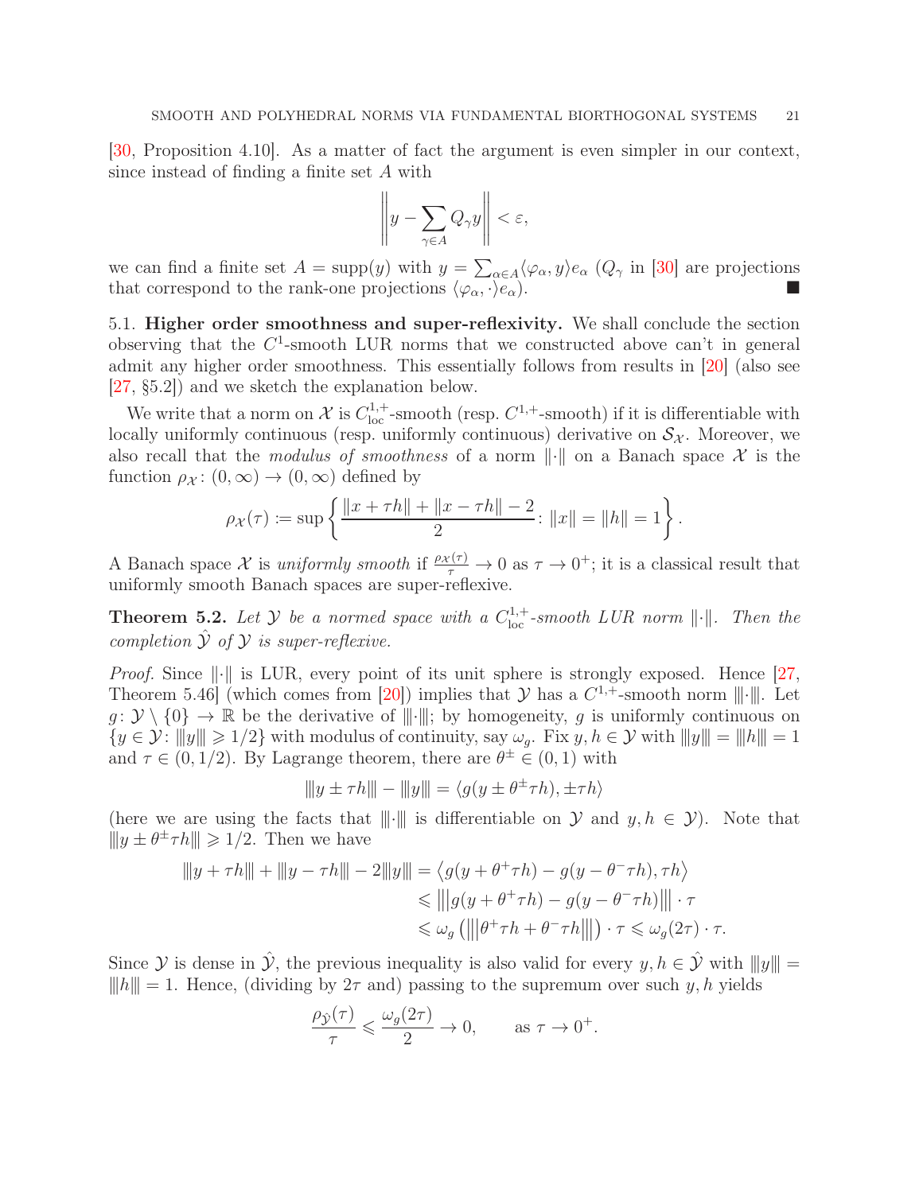[30, Proposition 4.10]. As a matter of fact the argument is even simpler in our context, since instead of finding a finite set $A$ with

$$\left\| y - \sum_{\gamma \in A} Q_\gamma y \right\| < \varepsilon,$$

we can find a finite set $A = \operatorname{supp}(y)$ with $y = \sum_{\alpha \in A} \langle \varphi_\alpha, y \rangle e_\alpha$ ($Q_\gamma$ in [30] are projections that correspond to the rank-one projections $\langle \varphi_\alpha, \cdot \rangle e_\alpha$). ■

5.1. **Higher order smoothness and super-reflexivity.** We shall conclude the section observing that the $C^1$-smooth LUR norms that we constructed above can't in general admit any higher order smoothness. This essentially follows from results in [20] (also see [27, §5.2]) and we sketch the explanation below.

We write that a norm on $\mathcal{X}$ is $C^{1,+}_{\mathrm{loc}}$-smooth (resp. $C^{1,+}$-smooth) if it is differentiable with locally uniformly continuous (resp. uniformly continuous) derivative on $\mathcal{S}_{\mathcal{X}}$. Moreover, we also recall that the *modulus of smoothness* of a norm $\|\cdot\|$ on a Banach space $\mathcal{X}$ is the function $\rho_{\mathcal{X}} \colon (0,\infty) \to (0,\infty)$ defined by

$$\rho_{\mathcal{X}}(\tau) \coloneqq \sup\left\{ \frac{\|x+\tau h\| + \|x - \tau h\| - 2}{2} \colon \|x\| = \|h\| = 1 \right\}.$$

A Banach space $\mathcal{X}$ is *uniformly smooth* if $\frac{\rho_{\mathcal{X}}(\tau)}{\tau} \to 0$ as $\tau \to 0^+$; it is a classical result that uniformly smooth Banach spaces are super-reflexive.

**Theorem 5.2.** *Let $\mathcal{Y}$ be a normed space with a $C^{1,+}_{\mathrm{loc}}$-smooth LUR norm $\|\cdot\|$. Then the completion $\hat{\mathcal{Y}}$ of $\mathcal{Y}$ is super-reflexive.*

*Proof.* Since $\|\cdot\|$ is LUR, every point of its unit sphere is strongly exposed. Hence [27, Theorem 5.46] (which comes from [20]) implies that $\mathcal{Y}$ has a $C^{1,+}$-smooth norm $|||\cdot|||$. Let $g \colon \mathcal{Y} \setminus \{0\} \to \mathbb{R}$ be the derivative of $|||\cdot|||$; by homogeneity, $g$ is uniformly continuous on $\{y \in \mathcal{Y} \colon |||y||| \geqslant 1/2\}$ with modulus of continuity, say $\omega_g$. Fix $y, h \in \mathcal{Y}$ with $|||y||| = |||h||| = 1$ and $\tau \in (0, 1/2)$. By Lagrange theorem, there are $\theta^\pm \in (0,1)$ with

$$|||y \pm \tau h||| - |||y||| = \langle g(y \pm \theta^\pm \tau h), \pm \tau h \rangle$$

(here we are using the facts that $|||\cdot|||$ is differentiable on $\mathcal{Y}$ and $y, h \in \mathcal{Y}$). Note that $|||y \pm \theta^\pm \tau h||| \geqslant 1/2$. Then we have

$$\begin{aligned}
|||y+\tau h||| + |||y - \tau h||| - 2|||y||| &= \left\langle g(y+\theta^+\tau h) - g(y - \theta^- \tau h), \tau h \right\rangle \\
&\leqslant \left|\left|\left| g(y+\theta^+\tau h) - g(y-\theta^-\tau h) \right|\right|\right| \cdot \tau \\
&\leqslant \omega_g\left( \left|\left|\left| \theta^+ \tau h + \theta^- \tau h \right|\right|\right| \right) \cdot \tau \leqslant \omega_g(2\tau) \cdot \tau.
\end{aligned}$$

Since $\mathcal{Y}$ is dense in $\hat{\mathcal{Y}}$, the previous inequality is also valid for every $y, h \in \hat{\mathcal{Y}}$ with $|||y||| = |||h||| = 1$. Hence, (dividing by $2\tau$ and) passing to the supremum over such $y, h$ yields

$$\frac{\rho_{\hat{\mathcal{Y}}}(\tau)}{\tau} \leqslant \frac{\omega_g(2\tau)}{2} \to 0, \qquad \text{as } \tau \to 0^+.$$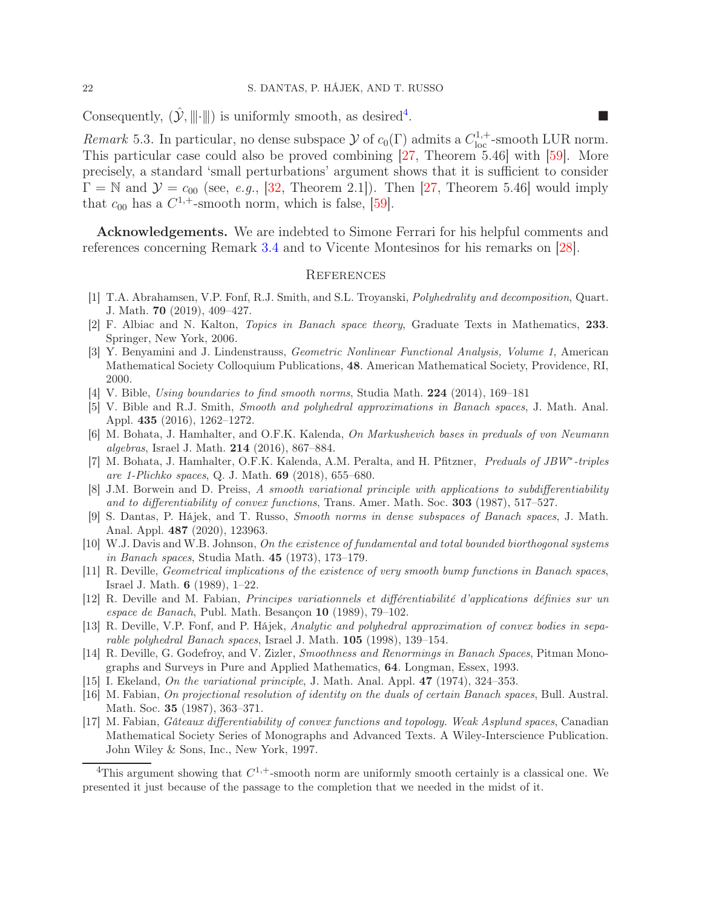Consequently, $(\hat{\mathcal{Y}}, |||\cdot|||)$ is uniformly smooth, as desired[4]. ■

*Remark* 5.3. In particular, no dense subspace $\mathcal{Y}$ of $c_0(\Gamma)$ admits a $C^{1,+}_{\text{loc}}$-smooth LUR norm. This particular case could also be proved combining [27, Theorem 5.46] with [59]. More precisely, a standard 'small perturbations' argument shows that it is sufficient to consider $\Gamma = \mathbb{N}$ and $\mathcal{Y} = c_{00}$ (see, *e.g.*, [32, Theorem 2.1]). Then [27, Theorem 5.46] would imply that $c_{00}$ has a $C^{1,+}$-smooth norm, which is false, [59].

**Acknowledgements.** We are indebted to Simone Ferrari for his helpful comments and references concerning Remark 3.4 and to Vicente Montesinos for his remarks on [28].

## References

[1] T.A. Abrahamsen, V.P. Fonf, R.J. Smith, and S.L. Troyanski, *Polyhedrality and decomposition*, Quart. J. Math. **70** (2019), 409–427.

[2] F. Albiac and N. Kalton, *Topics in Banach space theory*, Graduate Texts in Mathematics, **233**. Springer, New York, 2006.

[3] Y. Benyamini and J. Lindenstrauss, *Geometric Nonlinear Functional Analysis, Volume 1*, American Mathematical Society Colloquium Publications, **48**. American Mathematical Society, Providence, RI, 2000.

[4] V. Bible, *Using boundaries to find smooth norms*, Studia Math. **224** (2014), 169–181

[5] V. Bible and R.J. Smith, *Smooth and polyhedral approximations in Banach spaces*, J. Math. Anal. Appl. **435** (2016), 1262–1272.

[6] M. Bohata, J. Hamhalter, and O.F.K. Kalenda, *On Markushevich bases in preduals of von Neumann algebras*, Israel J. Math. **214** (2016), 867–884.

[7] M. Bohata, J. Hamhalter, O.F.K. Kalenda, A.M. Peralta, and H. Pfitzner, *Preduals of JBW\*-triples are 1-Plichko spaces*, Q. J. Math. **69** (2018), 655–680.

[8] J.M. Borwein and D. Preiss, *A smooth variational principle with applications to subdifferentiability and to differentiability of convex functions*, Trans. Amer. Math. Soc. **303** (1987), 517–527.

[9] S. Dantas, P. Hájek, and T. Russo, *Smooth norms in dense subspaces of Banach spaces*, J. Math. Anal. Appl. **487** (2020), 123963.

[10] W.J. Davis and W.B. Johnson, *On the existence of fundamental and total bounded biorthogonal systems in Banach spaces*, Studia Math. **45** (1973), 173–179.

[11] R. Deville, *Geometrical implications of the existence of very smooth bump functions in Banach spaces*, Israel J. Math. **6** (1989), 1–22.

[12] R. Deville and M. Fabian, *Principes variationnels et différentiabilité d'applications définies sur un espace de Banach*, Publ. Math. Besançon **10** (1989), 79–102.

[13] R. Deville, V.P. Fonf, and P. Hájek, *Analytic and polyhedral approximation of convex bodies in separable polyhedral Banach spaces*, Israel J. Math. **105** (1998), 139–154.

[14] R. Deville, G. Godefroy, and V. Zizler, *Smoothness and Renormings in Banach Spaces*, Pitman Monographs and Surveys in Pure and Applied Mathematics, **64**. Longman, Essex, 1993.

[15] I. Ekeland, *On the variational principle*, J. Math. Anal. Appl. **47** (1974), 324–353.

[16] M. Fabian, *On projectional resolution of identity on the duals of certain Banach spaces*, Bull. Austral. Math. Soc. **35** (1987), 363–371.

[17] M. Fabian, *Gâteaux differentiability of convex functions and topology. Weak Asplund spaces*, Canadian Mathematical Society Series of Monographs and Advanced Texts. A Wiley-Interscience Publication. John Wiley & Sons, Inc., New York, 1997.

---

[4] This argument showing that $C^{1,+}$-smooth norm are uniformly smooth certainly is a classical one. We presented it just because of the passage to the completion that we needed in the midst of it.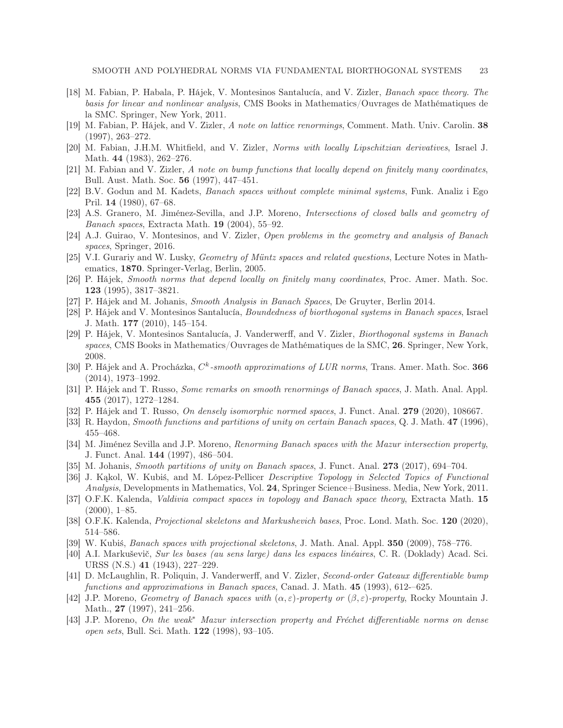[18] M. Fabian, P. Habala, P. Hájek, V. Montesinos Santalucía, and V. Zizler, *Banach space theory. The basis for linear and nonlinear analysis*, CMS Books in Mathematics/Ouvrages de Mathématiques de la SMC. Springer, New York, 2011.

[19] M. Fabian, P. Hájek, and V. Zizler, *A note on lattice renormings*, Comment. Math. Univ. Carolin. **38** (1997), 263–272.

[20] M. Fabian, J.H.M. Whitfield, and V. Zizler, *Norms with locally Lipschitzian derivatives*, Israel J. Math. **44** (1983), 262–276.

[21] M. Fabian and V. Zizler, *A note on bump functions that locally depend on finitely many coordinates*, Bull. Aust. Math. Soc. **56** (1997), 447–451.

[22] B.V. Godun and M. Kadets, *Banach spaces without complete minimal systems*, Funk. Analiz i Ego Pril. **14** (1980), 67–68.

[23] A.S. Granero, M. Jiménez-Sevilla, and J.P. Moreno, *Intersections of closed balls and geometry of Banach spaces*, Extracta Math. **19** (2004), 55–92.

[24] A.J. Guirao, V. Montesinos, and V. Zizler, *Open problems in the geometry and analysis of Banach spaces*, Springer, 2016.

[25] V.I. Gurariy and W. Lusky, *Geometry of Müntz spaces and related questions*, Lecture Notes in Mathematics, **1870**. Springer-Verlag, Berlin, 2005.

[26] P. Hájek, *Smooth norms that depend locally on finitely many coordinates*, Proc. Amer. Math. Soc. **123** (1995), 3817–3821.

[27] P. Hájek and M. Johanis, *Smooth Analysis in Banach Spaces*, De Gruyter, Berlin 2014.

[28] P. Hájek and V. Montesinos Santalucía, *Boundedness of biorthogonal systems in Banach spaces*, Israel J. Math. **177** (2010), 145–154.

[29] P. Hájek, V. Montesinos Santalucía, J. Vanderwerff, and V. Zizler, *Biorthogonal systems in Banach spaces*, CMS Books in Mathematics/Ouvrages de Mathématiques de la SMC, **26**. Springer, New York, 2008.

[30] P. Hájek and A. Procházka, *$C^k$-smooth approximations of LUR norms*, Trans. Amer. Math. Soc. **366** (2014), 1973–1992.

[31] P. Hájek and T. Russo, *Some remarks on smooth renormings of Banach spaces*, J. Math. Anal. Appl. **455** (2017), 1272–1284.

[32] P. Hájek and T. Russo, *On densely isomorphic normed spaces*, J. Funct. Anal. **279** (2020), 108667.

[33] R. Haydon, *Smooth functions and partitions of unity on certain Banach spaces*, Q. J. Math. **47** (1996), 455–468.

[34] M. Jiménez Sevilla and J.P. Moreno, *Renorming Banach spaces with the Mazur intersection property*, J. Funct. Anal. **144** (1997), 486–504.

[35] M. Johanis, *Smooth partitions of unity on Banach spaces*, J. Funct. Anal. **273** (2017), 694–704.

[36] J. Kąkol, W. Kubiś, and M. López-Pellicer *Descriptive Topology in Selected Topics of Functional Analysis*, Developments in Mathematics, Vol. **24**, Springer Science+Business. Media, New York, 2011.

[37] O.F.K. Kalenda, *Valdivia compact spaces in topology and Banach space theory*, Extracta Math. **15** (2000), 1–85.

[38] O.F.K. Kalenda, *Projectional skeletons and Markushevich bases*, Proc. Lond. Math. Soc. **120** (2020), 514–586.

[39] W. Kubiś, *Banach spaces with projectional skeletons*, J. Math. Anal. Appl. **350** (2009), 758–776.

[40] A.I. Markuševič, *Sur les bases (au sens large) dans les espaces linéaires*, C. R. (Doklady) Acad. Sci. URSS (N.S.) **41** (1943), 227–229.

[41] D. McLaughlin, R. Poliquin, J. Vanderwerff, and V. Zizler, *Second-order Gateaux differentiable bump functions and approximations in Banach spaces*, Canad. J. Math. **45** (1993), 612-–625.

[42] J.P. Moreno, *Geometry of Banach spaces with $(\alpha, \varepsilon)$-property or $(\beta, \varepsilon)$-property*, Rocky Mountain J. Math., **27** (1997), 241–256.

[43] J.P. Moreno, *On the weak$^*$ Mazur intersection property and Fréchet differentiable norms on dense open sets*, Bull. Sci. Math. **122** (1998), 93–105.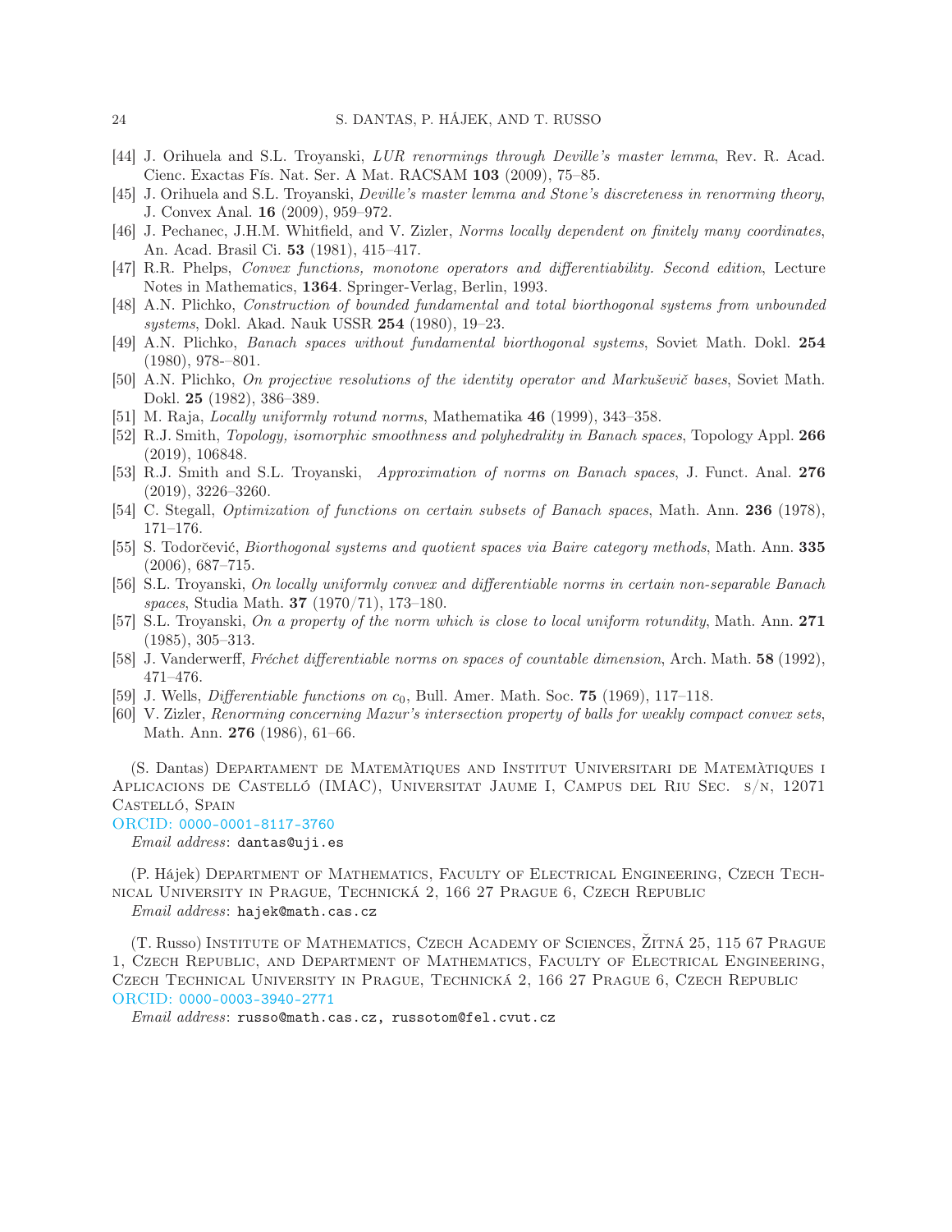[44] J. Orihuela and S.L. Troyanski, *LUR renormings through Deville's master lemma*, Rev. R. Acad. Cienc. Exactas Fís. Nat. Ser. A Mat. RACSAM **103** (2009), 75–85.

[45] J. Orihuela and S.L. Troyanski, *Deville's master lemma and Stone's discreteness in renorming theory*, J. Convex Anal. **16** (2009), 959–972.

[46] J. Pechanec, J.H.M. Whitfield, and V. Zizler, *Norms locally dependent on finitely many coordinates*, An. Acad. Brasil Ci. **53** (1981), 415–417.

[47] R.R. Phelps, *Convex functions, monotone operators and differentiability. Second edition*, Lecture Notes in Mathematics, **1364**. Springer-Verlag, Berlin, 1993.

[48] A.N. Plichko, *Construction of bounded fundamental and total biorthogonal systems from unbounded systems*, Dokl. Akad. Nauk USSR **254** (1980), 19–23.

[49] A.N. Plichko, *Banach spaces without fundamental biorthogonal systems*, Soviet Math. Dokl. **254** (1980), 978-–801.

[50] A.N. Plichko, *On projective resolutions of the identity operator and Markuševič bases*, Soviet Math. Dokl. **25** (1982), 386–389.

[51] M. Raja, *Locally uniformly rotund norms*, Mathematika **46** (1999), 343–358.

[52] R.J. Smith, *Topology, isomorphic smoothness and polyhedrality in Banach spaces*, Topology Appl. **266** (2019), 106848.

[53] R.J. Smith and S.L. Troyanski, *Approximation of norms on Banach spaces*, J. Funct. Anal. **276** (2019), 3226–3260.

[54] C. Stegall, *Optimization of functions on certain subsets of Banach spaces*, Math. Ann. **236** (1978), 171–176.

[55] S. Todorčević, *Biorthogonal systems and quotient spaces via Baire category methods*, Math. Ann. **335** (2006), 687–715.

[56] S.L. Troyanski, *On locally uniformly convex and differentiable norms in certain non-separable Banach spaces*, Studia Math. **37** (1970/71), 173–180.

[57] S.L. Troyanski, *On a property of the norm which is close to local uniform rotundity*, Math. Ann. **271** (1985), 305–313.

[58] J. Vanderwerff, *Fréchet differentiable norms on spaces of countable dimension*, Arch. Math. **58** (1992), 471–476.

[59] J. Wells, *Differentiable functions on $c_0$*, Bull. Amer. Math. Soc. **75** (1969), 117–118.

[60] V. Zizler, *Renorming concerning Mazur's intersection property of balls for weakly compact convex sets*, Math. Ann. **276** (1986), 61–66.

(S. Dantas) Departament de Matemàtiques and Institut Universitari de Matemàtiques i Aplicacions de Castelló (IMAC), Universitat Jaume I, Campus del Riu Sec. s/n, 12071 Castelló, Spain
ORCID: 0000-0001-8117-3760
*Email address*: dantas@uji.es

(P. Hájek) Department of Mathematics, Faculty of Electrical Engineering, Czech Technical University in Prague, Technická 2, 166 27 Prague 6, Czech Republic
*Email address*: hajek@math.cas.cz

(T. Russo) Institute of Mathematics, Czech Academy of Sciences, Žitná 25, 115 67 Prague 1, Czech Republic, and Department of Mathematics, Faculty of Electrical Engineering, Czech Technical University in Prague, Technická 2, 166 27 Prague 6, Czech Republic
ORCID: 0000-0003-3940-2771
*Email address*: russo@math.cas.cz, russotom@fel.cvut.cz